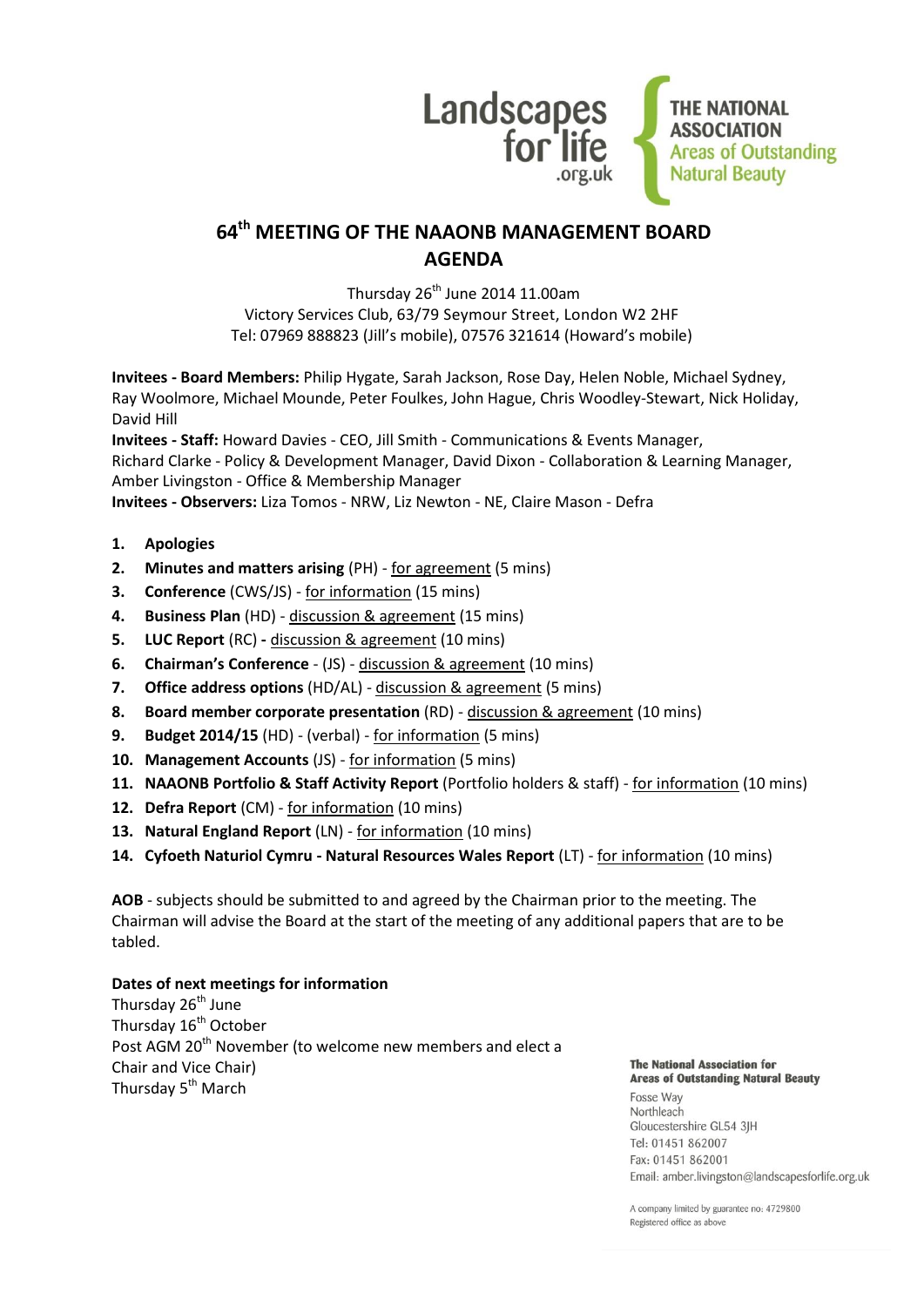Landscapes for life .org.uk

THE NATIONAL ASSOCIATION Areas of Outstanding Natural Beauty

# 64th MEETING OF THE NAAONB MANAGEMENT BOARD AGENDA

Thursday 26th June 2014 11.00am
Victory Services Club, 63/79 Seymour Street, London W2 2HF
Tel: 07969 888823 (Jill's mobile), 07576 321614 (Howard's mobile)

**Invitees - Board Members:** Philip Hygate, Sarah Jackson, Rose Day, Helen Noble, Michael Sydney, Ray Woolmore, Michael Mounde, Peter Foulkes, John Hague, Chris Woodley-Stewart, Nick Holiday, David Hill

**Invitees - Staff:** Howard Davies - CEO, Jill Smith - Communications & Events Manager, Richard Clarke - Policy & Development Manager, David Dixon - Collaboration & Learning Manager, Amber Livingston - Office & Membership Manager

**Invitees - Observers:** Liza Tomos - NRW, Liz Newton - NE, Claire Mason - Defra

1. **Apologies**
2. **Minutes and matters arising** (PH) - for agreement (5 mins)
3. **Conference** (CWS/JS) - for information (15 mins)
4. **Business Plan** (HD) - discussion & agreement (15 mins)
5. **LUC Report** (RC) **-** discussion & agreement (10 mins)
6. **Chairman's Conference** - (JS) - discussion & agreement (10 mins)
7. **Office address options** (HD/AL) - discussion & agreement (5 mins)
8. **Board member corporate presentation** (RD) - discussion & agreement (10 mins)
9. **Budget 2014/15** (HD) - (verbal) - for information (5 mins)
10. **Management Accounts** (JS) - for information (5 mins)
11. **NAAONB Portfolio & Staff Activity Report** (Portfolio holders & staff) - for information (10 mins)
12. **Defra Report** (CM) - for information (10 mins)
13. **Natural England Report** (LN) - for information (10 mins)
14. **Cyfoeth Naturiol Cymru - Natural Resources Wales Report** (LT) - for information (10 mins)

**AOB** - subjects should be submitted to and agreed by the Chairman prior to the meeting. The Chairman will advise the Board at the start of the meeting of any additional papers that are to be tabled.

**Dates of next meetings for information**
Thursday 26th June
Thursday 16th October
Post AGM 20th November (to welcome new members and elect a Chair and Vice Chair)
Thursday 5th March

**The National Association for Areas of Outstanding Natural Beauty**
Fosse Way
Northleach
Gloucestershire GL54 3JH
Tel: 01451 862007
Fax: 01451 862001
Email: amber.livingston@landscapesforlife.org.uk

A company limited by guarantee no: 4729800
Registered office as above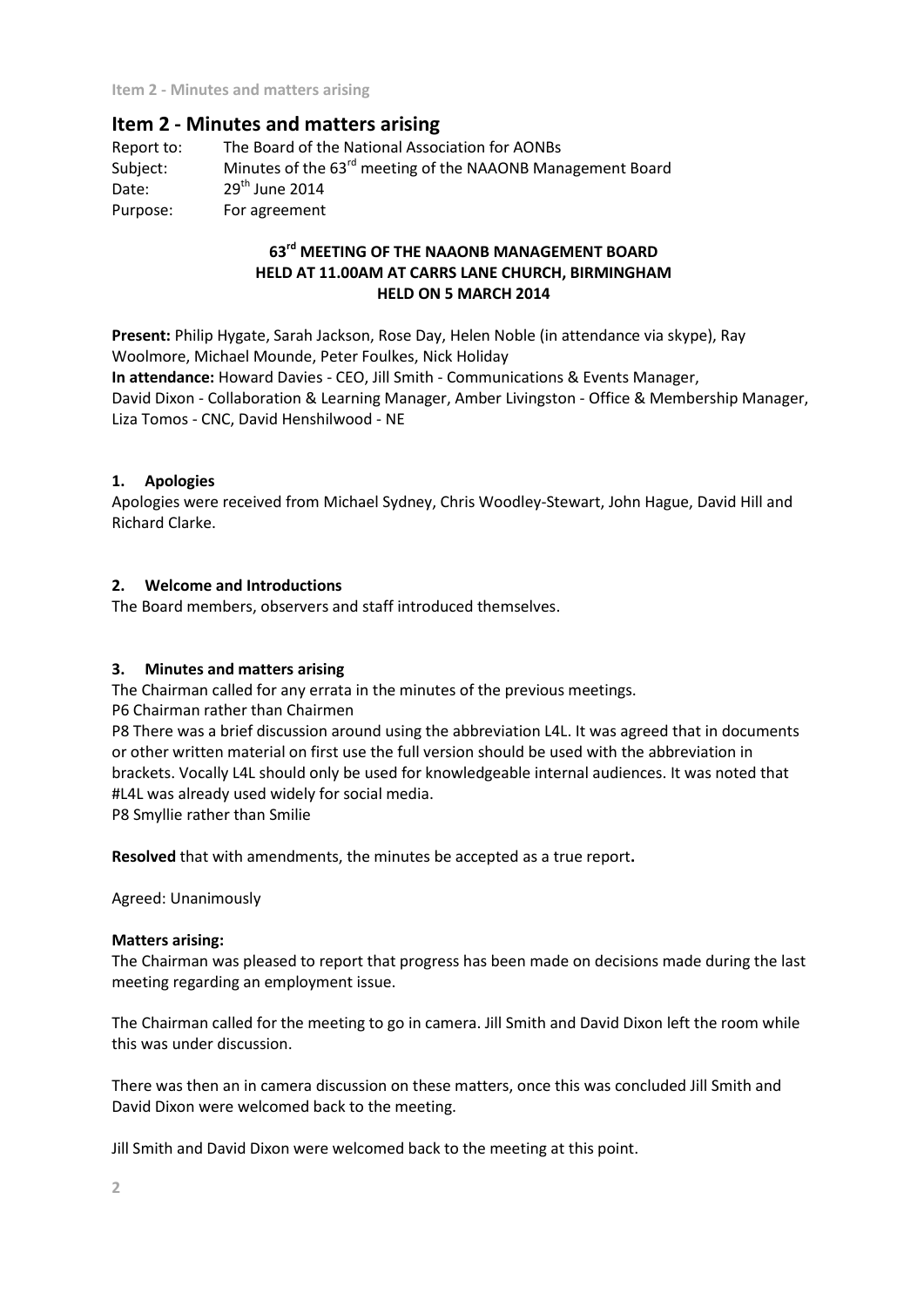## Item 2 - Minutes and matters arising

Report to: The Board of the National Association for AONBs
Subject: Minutes of the 63rd meeting of the NAAONB Management Board
Date: 29th June 2014
Purpose: For agreement

**63rd MEETING OF THE NAAONB MANAGEMENT BOARD**
**HELD AT 11.00AM AT CARRS LANE CHURCH, BIRMINGHAM**
**HELD ON 5 MARCH 2014**

**Present:** Philip Hygate, Sarah Jackson, Rose Day, Helen Noble (in attendance via skype), Ray Woolmore, Michael Mounde, Peter Foulkes, Nick Holiday
**In attendance:** Howard Davies - CEO, Jill Smith - Communications & Events Manager, David Dixon - Collaboration & Learning Manager, Amber Livingston - Office & Membership Manager, Liza Tomos - CNC, David Henshilwood - NE

### 1. Apologies

Apologies were received from Michael Sydney, Chris Woodley-Stewart, John Hague, David Hill and Richard Clarke.

### 2. Welcome and Introductions

The Board members, observers and staff introduced themselves.

### 3. Minutes and matters arising

The Chairman called for any errata in the minutes of the previous meetings.
P6 Chairman rather than Chairmen
P8 There was a brief discussion around using the abbreviation L4L. It was agreed that in documents or other written material on first use the full version should be used with the abbreviation in brackets. Vocally L4L should only be used for knowledgeable internal audiences. It was noted that #L4L was already used widely for social media.
P8 Smyllie rather than Smilie

**Resolved** that with amendments, the minutes be accepted as a true report**.**

Agreed: Unanimously

**Matters arising:**
The Chairman was pleased to report that progress has been made on decisions made during the last meeting regarding an employment issue.

The Chairman called for the meeting to go in camera. Jill Smith and David Dixon left the room while this was under discussion.

There was then an in camera discussion on these matters, once this was concluded Jill Smith and David Dixon were welcomed back to the meeting.

Jill Smith and David Dixon were welcomed back to the meeting at this point.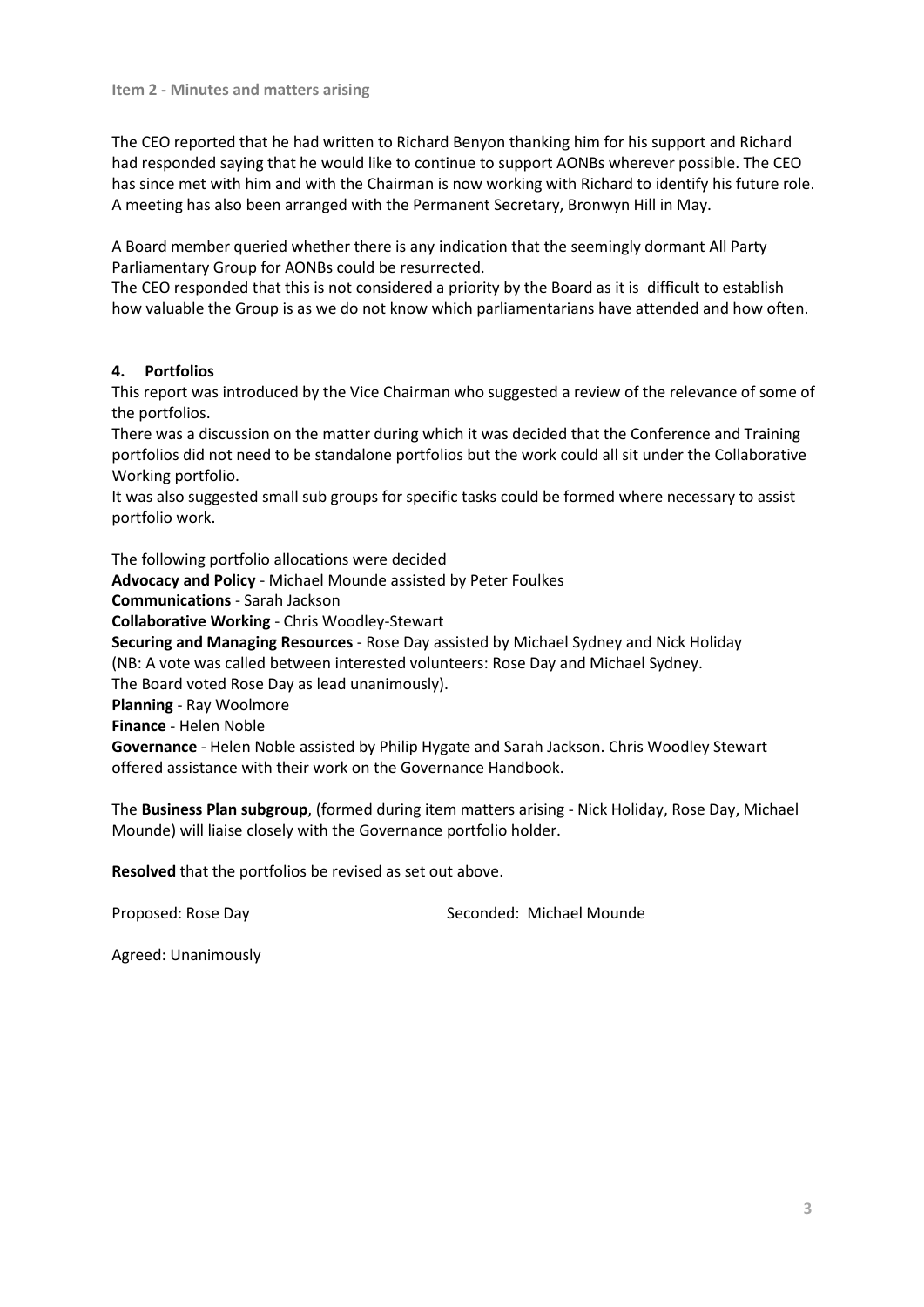**Item 2 - Minutes and matters arising**

The CEO reported that he had written to Richard Benyon thanking him for his support and Richard had responded saying that he would like to continue to support AONBs wherever possible. The CEO has since met with him and with the Chairman is now working with Richard to identify his future role. A meeting has also been arranged with the Permanent Secretary, Bronwyn Hill in May.

A Board member queried whether there is any indication that the seemingly dormant All Party Parliamentary Group for AONBs could be resurrected.
The CEO responded that this is not considered a priority by the Board as it is difficult to establish how valuable the Group is as we do not know which parliamentarians have attended and how often.

## 4. Portfolios

This report was introduced by the Vice Chairman who suggested a review of the relevance of some of the portfolios.
There was a discussion on the matter during which it was decided that the Conference and Training portfolios did not need to be standalone portfolios but the work could all sit under the Collaborative Working portfolio.
It was also suggested small sub groups for specific tasks could be formed where necessary to assist portfolio work.

The following portfolio allocations were decided
**Advocacy and Policy** - Michael Mounde assisted by Peter Foulkes
**Communications** - Sarah Jackson
**Collaborative Working** - Chris Woodley-Stewart
**Securing and Managing Resources** - Rose Day assisted by Michael Sydney and Nick Holiday
(NB: A vote was called between interested volunteers: Rose Day and Michael Sydney.
The Board voted Rose Day as lead unanimously).
**Planning** - Ray Woolmore
**Finance** - Helen Noble
**Governance** - Helen Noble assisted by Philip Hygate and Sarah Jackson. Chris Woodley Stewart offered assistance with their work on the Governance Handbook.

The **Business Plan subgroup**, (formed during item matters arising - Nick Holiday, Rose Day, Michael Mounde) will liaise closely with the Governance portfolio holder.

**Resolved** that the portfolios be revised as set out above.

Proposed: Rose Day  Seconded: Michael Mounde

Agreed: Unanimously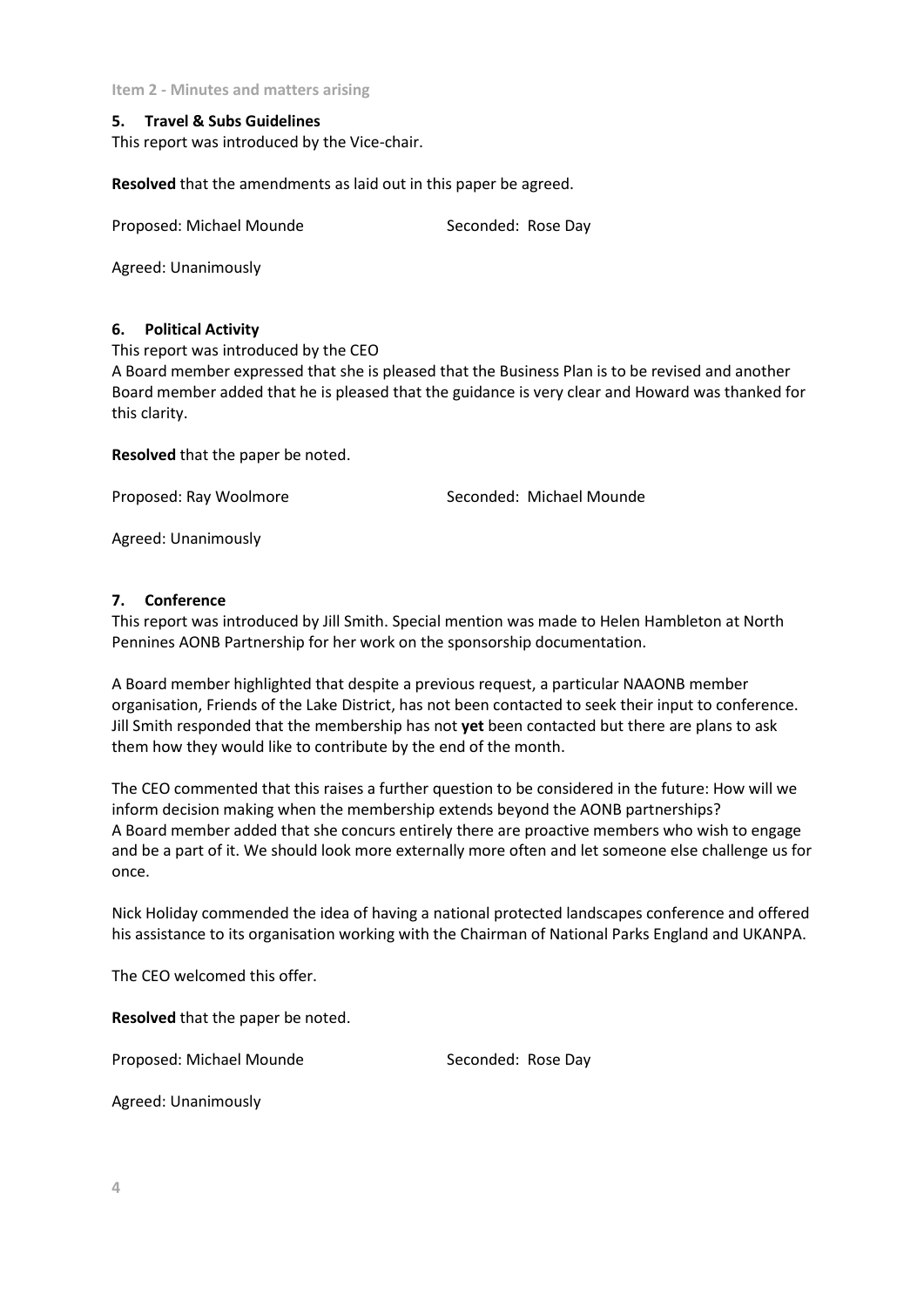Item 2 - Minutes and matters arising

**5. Travel & Subs Guidelines**

This report was introduced by the Vice-chair.

**Resolved** that the amendments as laid out in this paper be agreed.

Proposed: Michael Mounde Seconded: Rose Day

Agreed: Unanimously

**6. Political Activity**

This report was introduced by the CEO

A Board member expressed that she is pleased that the Business Plan is to be revised and another Board member added that he is pleased that the guidance is very clear and Howard was thanked for this clarity.

**Resolved** that the paper be noted.

Proposed: Ray Woolmore Seconded: Michael Mounde

Agreed: Unanimously

**7. Conference**

This report was introduced by Jill Smith. Special mention was made to Helen Hambleton at North Pennines AONB Partnership for her work on the sponsorship documentation.

A Board member highlighted that despite a previous request, a particular NAAONB member organisation, Friends of the Lake District, has not been contacted to seek their input to conference. Jill Smith responded that the membership has not **yet** been contacted but there are plans to ask them how they would like to contribute by the end of the month.

The CEO commented that this raises a further question to be considered in the future: How will we inform decision making when the membership extends beyond the AONB partnerships?

A Board member added that she concurs entirely there are proactive members who wish to engage and be a part of it. We should look more externally more often and let someone else challenge us for once.

Nick Holiday commended the idea of having a national protected landscapes conference and offered his assistance to its organisation working with the Chairman of National Parks England and UKANPA.

The CEO welcomed this offer.

**Resolved** that the paper be noted.

Proposed: Michael Mounde Seconded: Rose Day

Agreed: Unanimously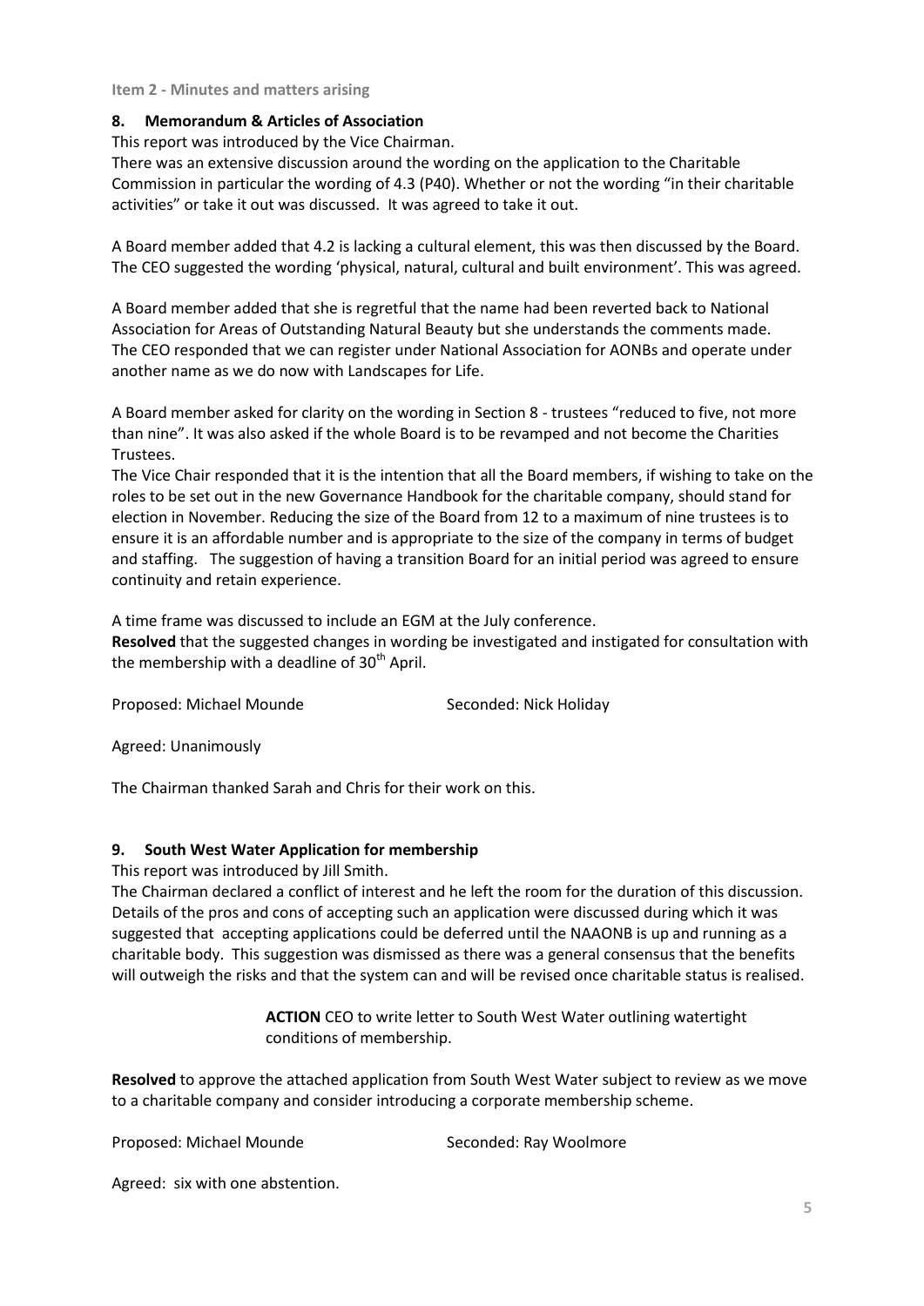**Item 2 - Minutes and matters arising**

### 8. Memorandum & Articles of Association

This report was introduced by the Vice Chairman.

There was an extensive discussion around the wording on the application to the Charitable Commission in particular the wording of 4.3 (P40). Whether or not the wording "in their charitable activities" or take it out was discussed. It was agreed to take it out.

A Board member added that 4.2 is lacking a cultural element, this was then discussed by the Board. The CEO suggested the wording 'physical, natural, cultural and built environment'. This was agreed.

A Board member added that she is regretful that the name had been reverted back to National Association for Areas of Outstanding Natural Beauty but she understands the comments made. The CEO responded that we can register under National Association for AONBs and operate under another name as we do now with Landscapes for Life.

A Board member asked for clarity on the wording in Section 8 - trustees "reduced to five, not more than nine". It was also asked if the whole Board is to be revamped and not become the Charities Trustees.

The Vice Chair responded that it is the intention that all the Board members, if wishing to take on the roles to be set out in the new Governance Handbook for the charitable company, should stand for election in November. Reducing the size of the Board from 12 to a maximum of nine trustees is to ensure it is an affordable number and is appropriate to the size of the company in terms of budget and staffing. The suggestion of having a transition Board for an initial period was agreed to ensure continuity and retain experience.

A time frame was discussed to include an EGM at the July conference.

**Resolved** that the suggested changes in wording be investigated and instigated for consultation with the membership with a deadline of 30th April.

Proposed: Michael Mounde Seconded: Nick Holiday

Agreed: Unanimously

The Chairman thanked Sarah and Chris for their work on this.

### 9. South West Water Application for membership

This report was introduced by Jill Smith.

The Chairman declared a conflict of interest and he left the room for the duration of this discussion. Details of the pros and cons of accepting such an application were discussed during which it was suggested that accepting applications could be deferred until the NAAONB is up and running as a charitable body. This suggestion was dismissed as there was a general consensus that the benefits will outweigh the risks and that the system can and will be revised once charitable status is realised.

> **ACTION** CEO to write letter to South West Water outlining watertight conditions of membership.

**Resolved** to approve the attached application from South West Water subject to review as we move to a charitable company and consider introducing a corporate membership scheme.

Proposed: Michael Mounde Seconded: Ray Woolmore

Agreed: six with one abstention.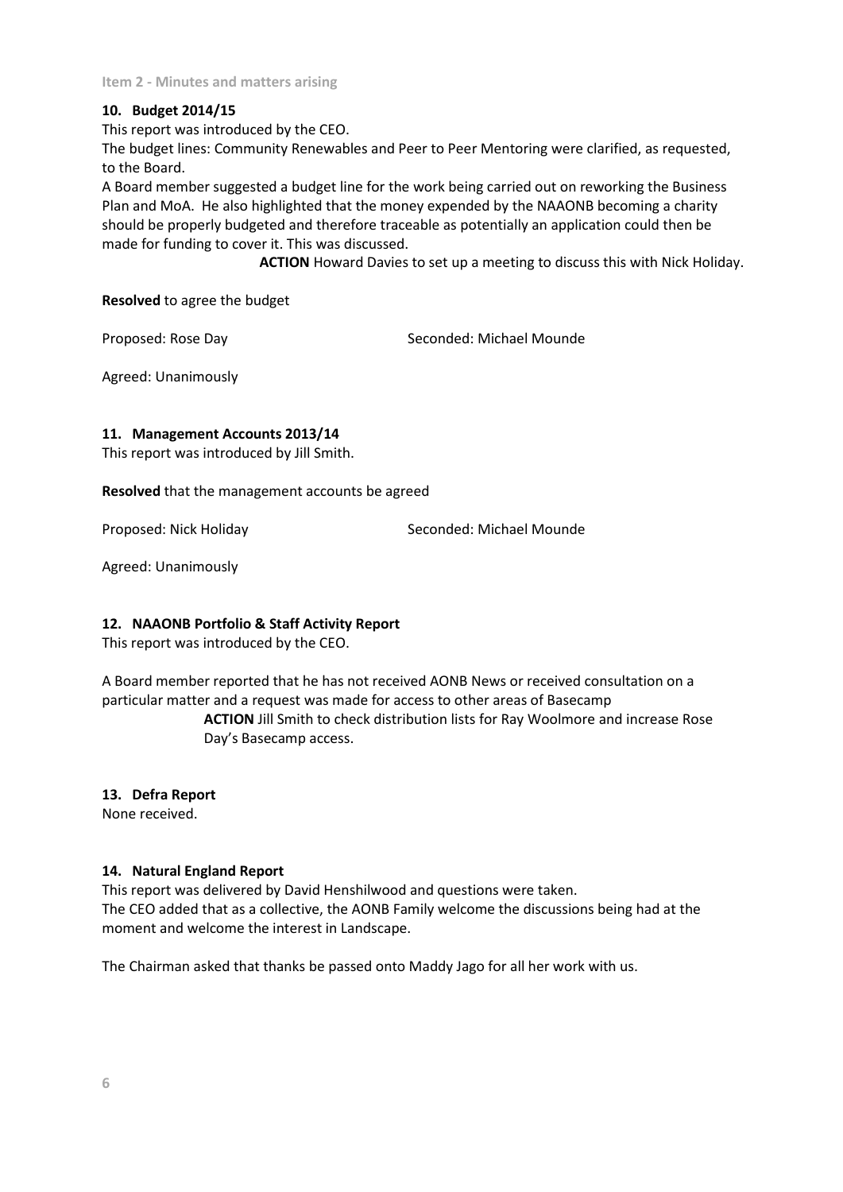Item 2 - Minutes and matters arising

### 10. Budget 2014/15

This report was introduced by the CEO.

The budget lines: Community Renewables and Peer to Peer Mentoring were clarified, as requested, to the Board.

A Board member suggested a budget line for the work being carried out on reworking the Business Plan and MoA. He also highlighted that the money expended by the NAAONB becoming a charity should be properly budgeted and therefore traceable as potentially an application could then be made for funding to cover it. This was discussed.

**ACTION** Howard Davies to set up a meeting to discuss this with Nick Holiday.

**Resolved** to agree the budget

Proposed: Rose Day     Seconded: Michael Mounde

Agreed: Unanimously

### 11. Management Accounts 2013/14

This report was introduced by Jill Smith.

**Resolved** that the management accounts be agreed

Proposed: Nick Holiday     Seconded: Michael Mounde

Agreed: Unanimously

### 12. NAAONB Portfolio & Staff Activity Report

This report was introduced by the CEO.

A Board member reported that he has not received AONB News or received consultation on a particular matter and a request was made for access to other areas of Basecamp

**ACTION** Jill Smith to check distribution lists for Ray Woolmore and increase Rose Day's Basecamp access.

### 13. Defra Report

None received.

### 14. Natural England Report

This report was delivered by David Henshilwood and questions were taken.

The CEO added that as a collective, the AONB Family welcome the discussions being had at the moment and welcome the interest in Landscape.

The Chairman asked that thanks be passed onto Maddy Jago for all her work with us.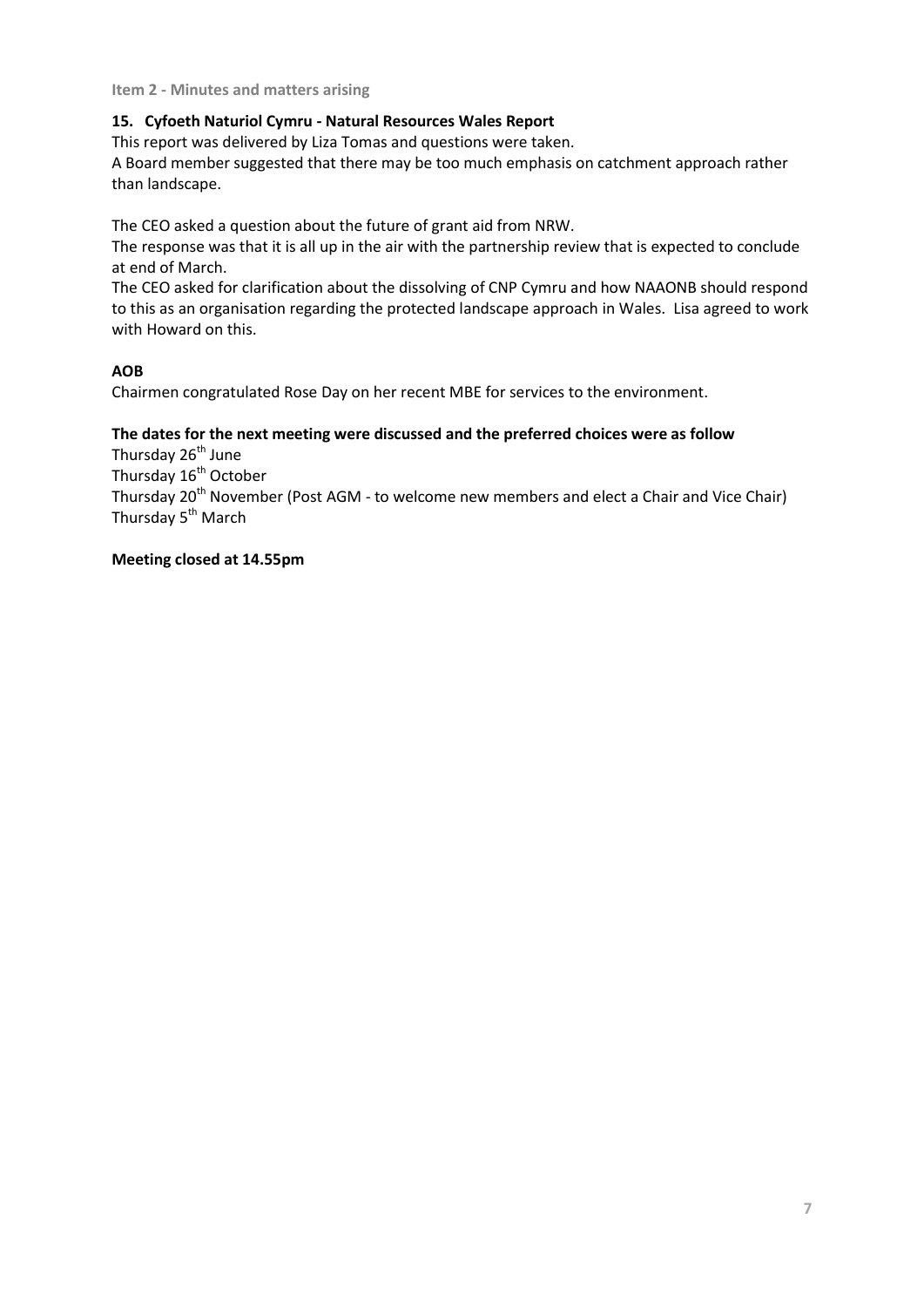Item 2 - Minutes and matters arising

**15. Cyfoeth Naturiol Cymru - Natural Resources Wales Report**

This report was delivered by Liza Tomas and questions were taken.

A Board member suggested that there may be too much emphasis on catchment approach rather than landscape.

The CEO asked a question about the future of grant aid from NRW.

The response was that it is all up in the air with the partnership review that is expected to conclude at end of March.

The CEO asked for clarification about the dissolving of CNP Cymru and how NAAONB should respond to this as an organisation regarding the protected landscape approach in Wales. Lisa agreed to work with Howard on this.

**AOB**

Chairmen congratulated Rose Day on her recent MBE for services to the environment.

**The dates for the next meeting were discussed and the preferred choices were as follow**

Thursday 26th June
Thursday 16th October
Thursday 20th November (Post AGM - to welcome new members and elect a Chair and Vice Chair)
Thursday 5th March

**Meeting closed at 14.55pm**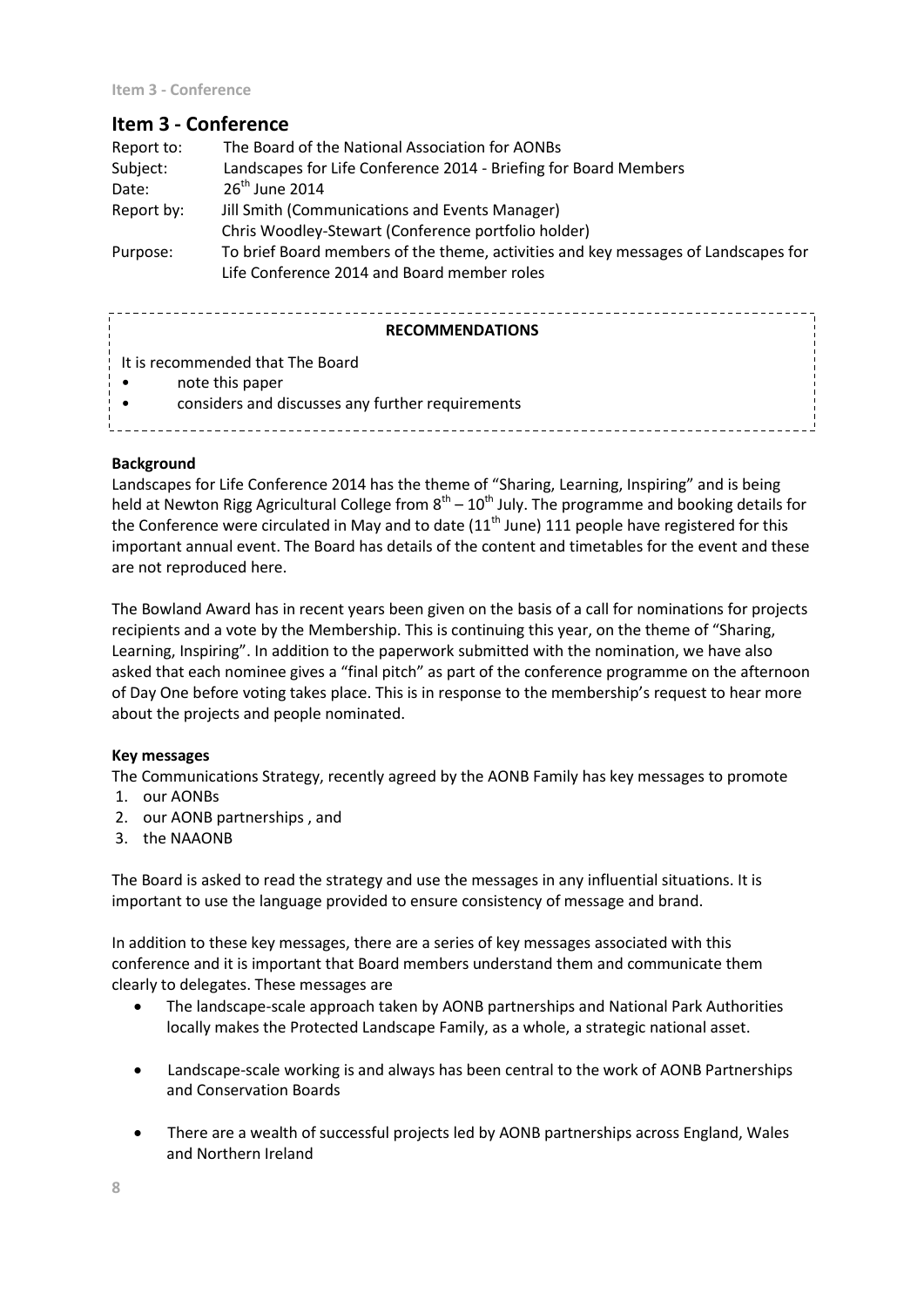## Item 3 - Conference

| | |
|---|---|
| Report to: | The Board of the National Association for AONBs |
| Subject: | Landscapes for Life Conference 2014 - Briefing for Board Members |
| Date: | 26th June 2014 |
| Report by: | Jill Smith (Communications and Events Manager)<br>Chris Woodley-Stewart (Conference portfolio holder) |
| Purpose: | To brief Board members of the theme, activities and key messages of Landscapes for Life Conference 2014 and Board member roles |

**RECOMMENDATIONS**

It is recommended that The Board

- note this paper
- considers and discusses any further requirements

**Background**

Landscapes for Life Conference 2014 has the theme of "Sharing, Learning, Inspiring" and is being held at Newton Rigg Agricultural College from 8th – 10th July. The programme and booking details for the Conference were circulated in May and to date (11th June) 111 people have registered for this important annual event. The Board has details of the content and timetables for the event and these are not reproduced here.

The Bowland Award has in recent years been given on the basis of a call for nominations for projects recipients and a vote by the Membership. This is continuing this year, on the theme of "Sharing, Learning, Inspiring". In addition to the paperwork submitted with the nomination, we have also asked that each nominee gives a "final pitch" as part of the conference programme on the afternoon of Day One before voting takes place. This is in response to the membership's request to hear more about the projects and people nominated.

**Key messages**

The Communications Strategy, recently agreed by the AONB Family has key messages to promote

1. our AONBs
2. our AONB partnerships , and
3. the NAAONB

The Board is asked to read the strategy and use the messages in any influential situations. It is important to use the language provided to ensure consistency of message and brand.

In addition to these key messages, there are a series of key messages associated with this conference and it is important that Board members understand them and communicate them clearly to delegates. These messages are

- The landscape-scale approach taken by AONB partnerships and National Park Authorities locally makes the Protected Landscape Family, as a whole, a strategic national asset.
- Landscape-scale working is and always has been central to the work of AONB Partnerships and Conservation Boards
- There are a wealth of successful projects led by AONB partnerships across England, Wales and Northern Ireland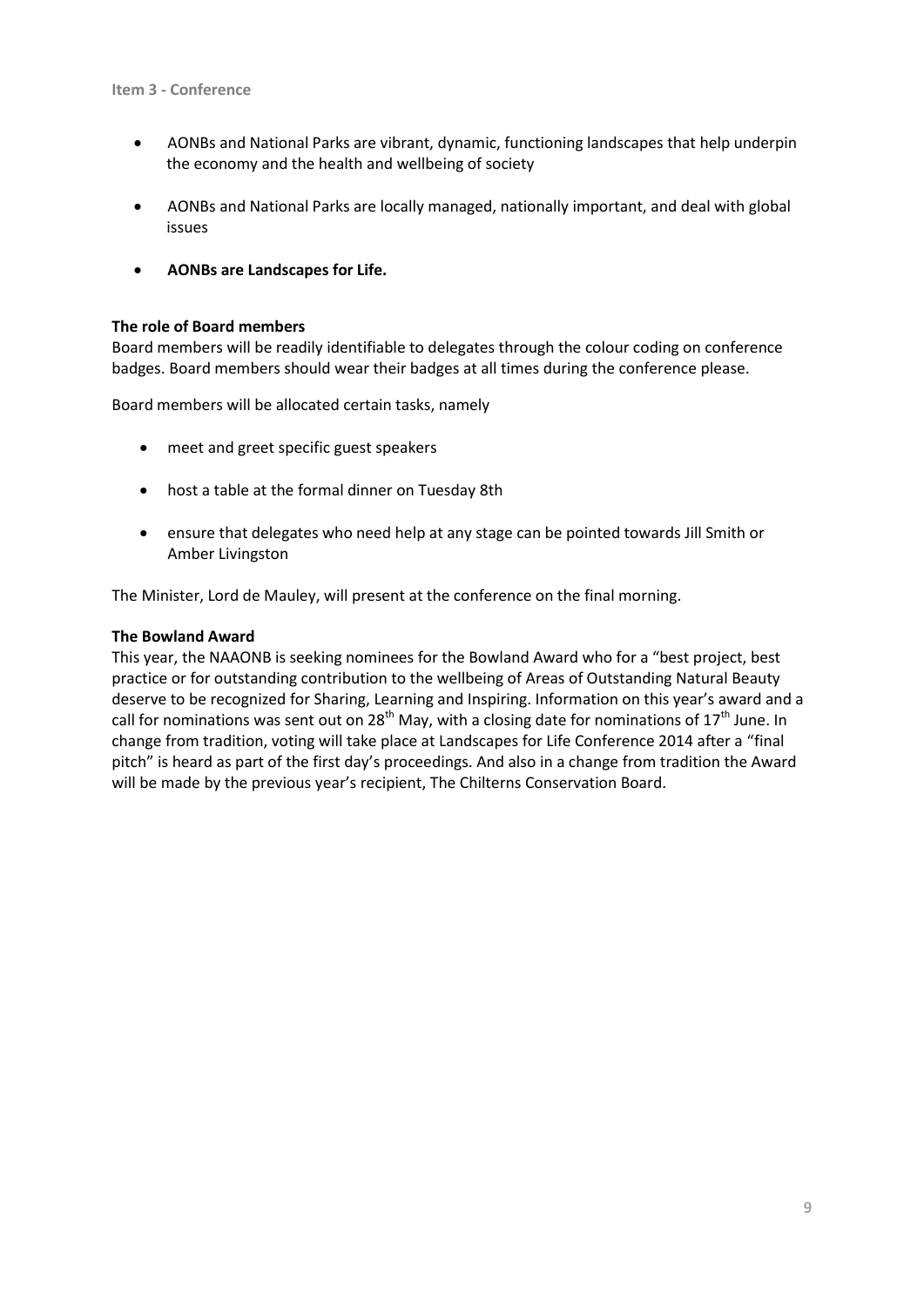- AONBs and National Parks are vibrant, dynamic, functioning landscapes that help underpin the economy and the health and wellbeing of society
- AONBs and National Parks are locally managed, nationally important, and deal with global issues
- **AONBs are Landscapes for Life.**

**The role of Board members**
Board members will be readily identifiable to delegates through the colour coding on conference badges. Board members should wear their badges at all times during the conference please.

Board members will be allocated certain tasks, namely

- meet and greet specific guest speakers
- host a table at the formal dinner on Tuesday 8th
- ensure that delegates who need help at any stage can be pointed towards Jill Smith or Amber Livingston

The Minister, Lord de Mauley, will present at the conference on the final morning.

**The Bowland Award**
This year, the NAAONB is seeking nominees for the Bowland Award who for a "best project, best practice or for outstanding contribution to the wellbeing of Areas of Outstanding Natural Beauty deserve to be recognized for Sharing, Learning and Inspiring. Information on this year's award and a call for nominations was sent out on 28th May, with a closing date for nominations of 17th June. In change from tradition, voting will take place at Landscapes for Life Conference 2014 after a "final pitch" is heard as part of the first day's proceedings. And also in a change from tradition the Award will be made by the previous year's recipient, The Chilterns Conservation Board.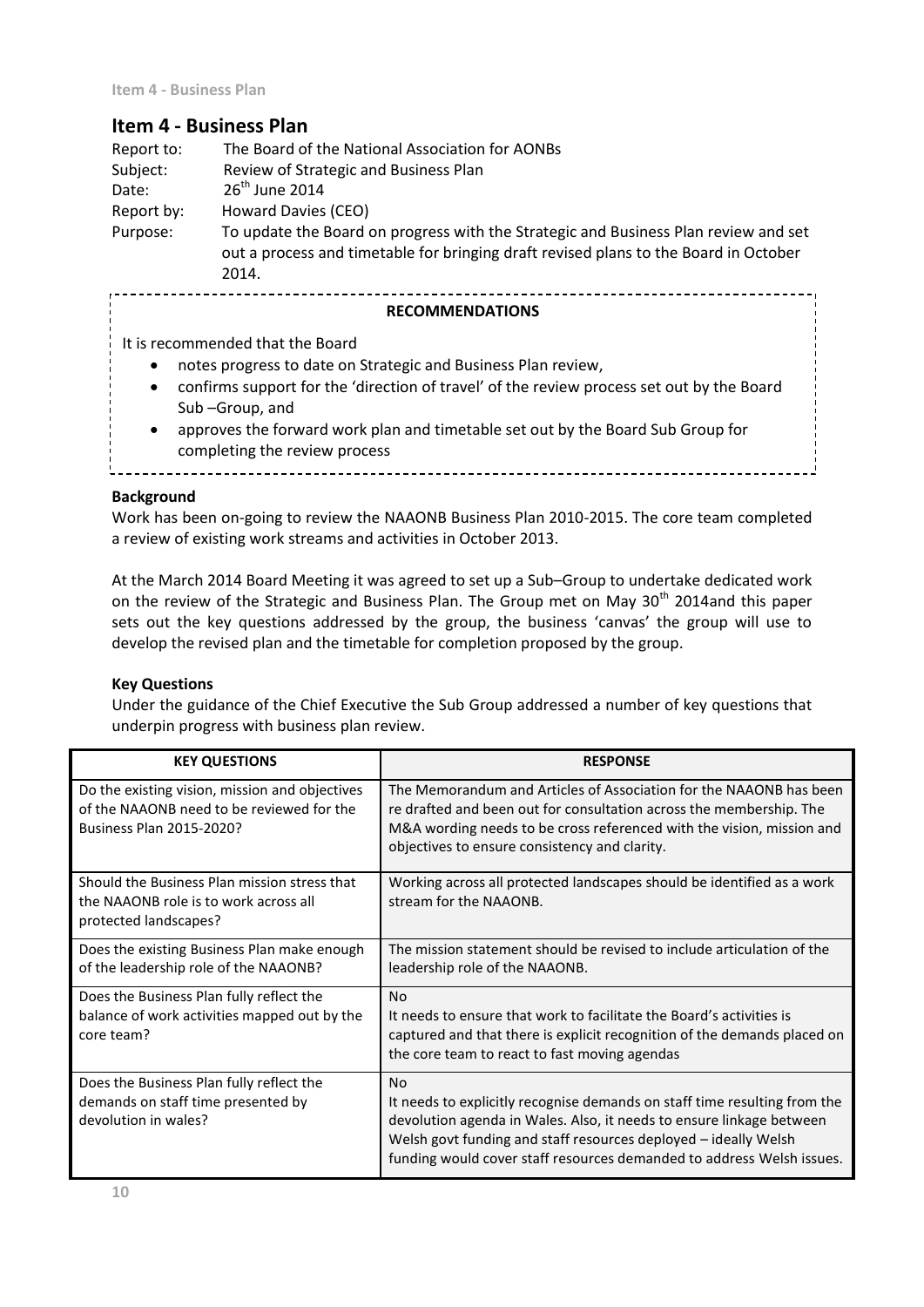# Item 4 - Business Plan

Report to: The Board of the National Association for AONBs
Subject: Review of Strategic and Business Plan
Date: 26th June 2014
Report by: Howard Davies (CEO)
Purpose: To update the Board on progress with the Strategic and Business Plan review and set out a process and timetable for bringing draft revised plans to the Board in October 2014.

**RECOMMENDATIONS**

It is recommended that the Board

- notes progress to date on Strategic and Business Plan review,
- confirms support for the 'direction of travel' of the review process set out by the Board Sub –Group, and
- approves the forward work plan and timetable set out by the Board Sub Group for completing the review process

**Background**

Work has been on-going to review the NAAONB Business Plan 2010-2015. The core team completed a review of existing work streams and activities in October 2013.

At the March 2014 Board Meeting it was agreed to set up a Sub–Group to undertake dedicated work on the review of the Strategic and Business Plan. The Group met on May 30th 2014and this paper sets out the key questions addressed by the group, the business 'canvas' the group will use to develop the revised plan and the timetable for completion proposed by the group.

**Key Questions**

Under the guidance of the Chief Executive the Sub Group addressed a number of key questions that underpin progress with business plan review.

| KEY QUESTIONS | RESPONSE |
|---|---|
| Do the existing vision, mission and objectives of the NAAONB need to be reviewed for the Business Plan 2015-2020? | The Memorandum and Articles of Association for the NAAONB has been re drafted and been out for consultation across the membership. The M&A wording needs to be cross referenced with the vision, mission and objectives to ensure consistency and clarity. |
| Should the Business Plan mission stress that the NAAONB role is to work across all protected landscapes? | Working across all protected landscapes should be identified as a work stream for the NAAONB. |
| Does the existing Business Plan make enough of the leadership role of the NAAONB? | The mission statement should be revised to include articulation of the leadership role of the NAAONB. |
| Does the Business Plan fully reflect the balance of work activities mapped out by the core team? | No<br>It needs to ensure that work to facilitate the Board's activities is captured and that there is explicit recognition of the demands placed on the core team to react to fast moving agendas |
| Does the Business Plan fully reflect the demands on staff time presented by devolution in wales? | No<br>It needs to explicitly recognise demands on staff time resulting from the devolution agenda in Wales. Also, it needs to ensure linkage between Welsh govt funding and staff resources deployed – ideally Welsh funding would cover staff resources demanded to address Welsh issues. |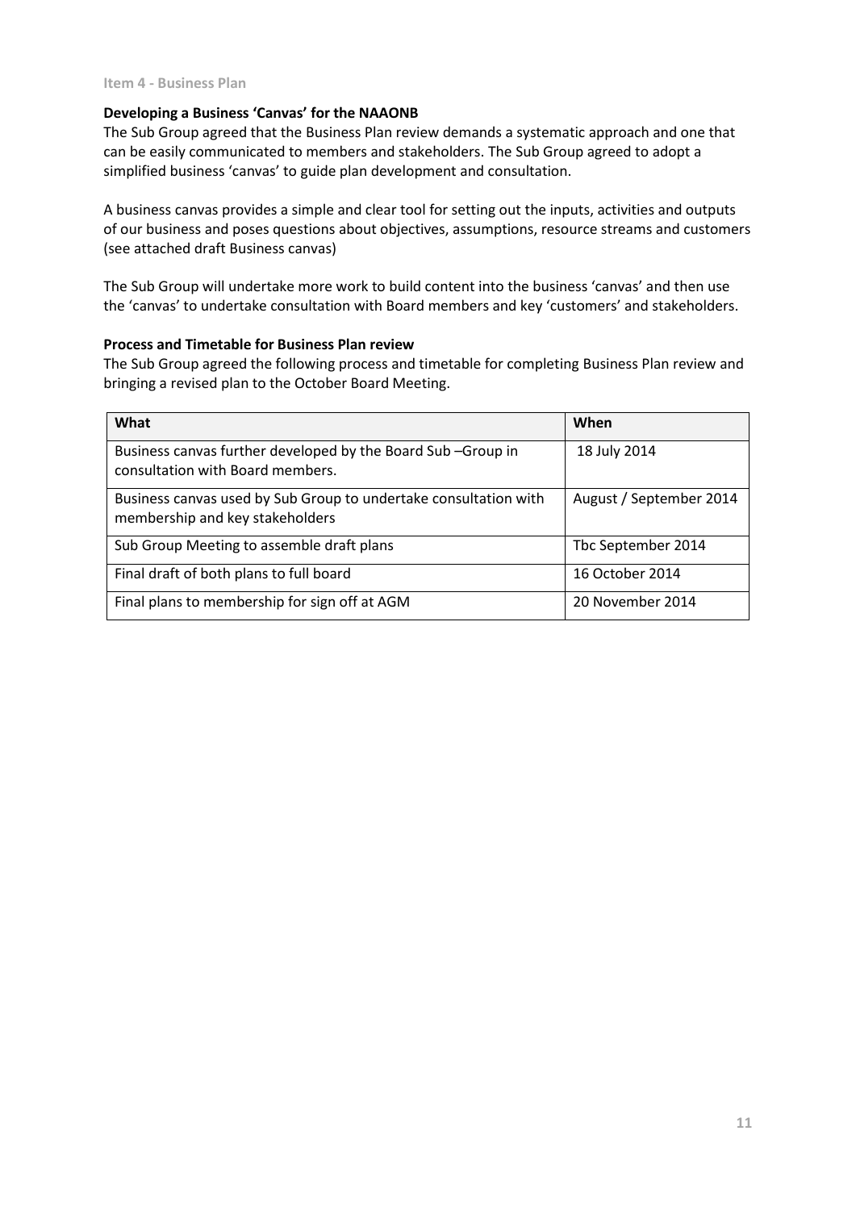### Item 4 - Business Plan

**Developing a Business 'Canvas' for the NAAONB**

The Sub Group agreed that the Business Plan review demands a systematic approach and one that can be easily communicated to members and stakeholders. The Sub Group agreed to adopt a simplified business 'canvas' to guide plan development and consultation.

A business canvas provides a simple and clear tool for setting out the inputs, activities and outputs of our business and poses questions about objectives, assumptions, resource streams and customers (see attached draft Business canvas)

The Sub Group will undertake more work to build content into the business 'canvas' and then use the 'canvas' to undertake consultation with Board members and key 'customers' and stakeholders.

**Process and Timetable for Business Plan review**

The Sub Group agreed the following process and timetable for completing Business Plan review and bringing a revised plan to the October Board Meeting.

| What | When |
|---|---|
| Business canvas further developed by the Board Sub –Group in consultation with Board members. | 18 July 2014 |
| Business canvas used by Sub Group to undertake consultation with membership and key stakeholders | August / September 2014 |
| Sub Group Meeting to assemble draft plans | Tbc September 2014 |
| Final draft of both plans to full board | 16 October 2014 |
| Final plans to membership for sign off at AGM | 20 November 2014 |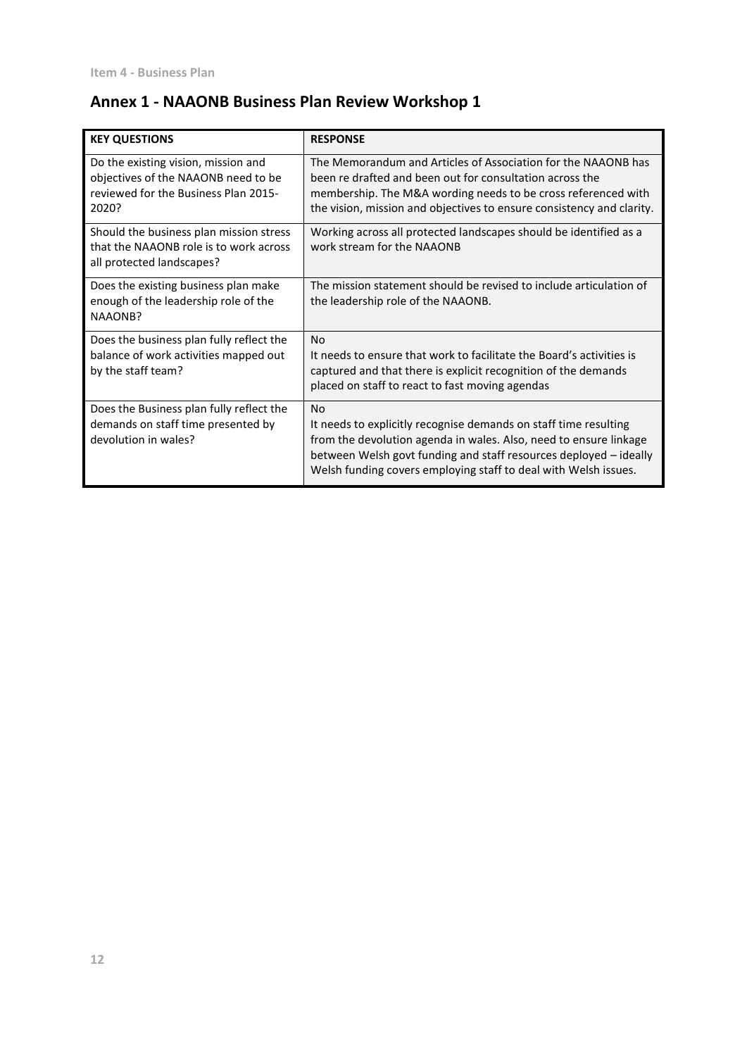## Annex 1 - NAAONB Business Plan Review Workshop 1

| KEY QUESTIONS | RESPONSE |
|---|---|
| Do the existing vision, mission and objectives of the NAAONB need to be reviewed for the Business Plan 2015-2020? | The Memorandum and Articles of Association for the NAAONB has been re drafted and been out for consultation across the membership. The M&A wording needs to be cross referenced with the vision, mission and objectives to ensure consistency and clarity. |
| Should the business plan mission stress that the NAAONB role is to work across all protected landscapes? | Working across all protected landscapes should be identified as a work stream for the NAAONB |
| Does the existing business plan make enough of the leadership role of the NAAONB? | The mission statement should be revised to include articulation of the leadership role of the NAAONB. |
| Does the business plan fully reflect the balance of work activities mapped out by the staff team? | No<br>It needs to ensure that work to facilitate the Board's activities is captured and that there is explicit recognition of the demands placed on staff to react to fast moving agendas |
| Does the Business plan fully reflect the demands on staff time presented by devolution in wales? | No<br>It needs to explicitly recognise demands on staff time resulting from the devolution agenda in wales. Also, need to ensure linkage between Welsh govt funding and staff resources deployed – ideally Welsh funding covers employing staff to deal with Welsh issues. |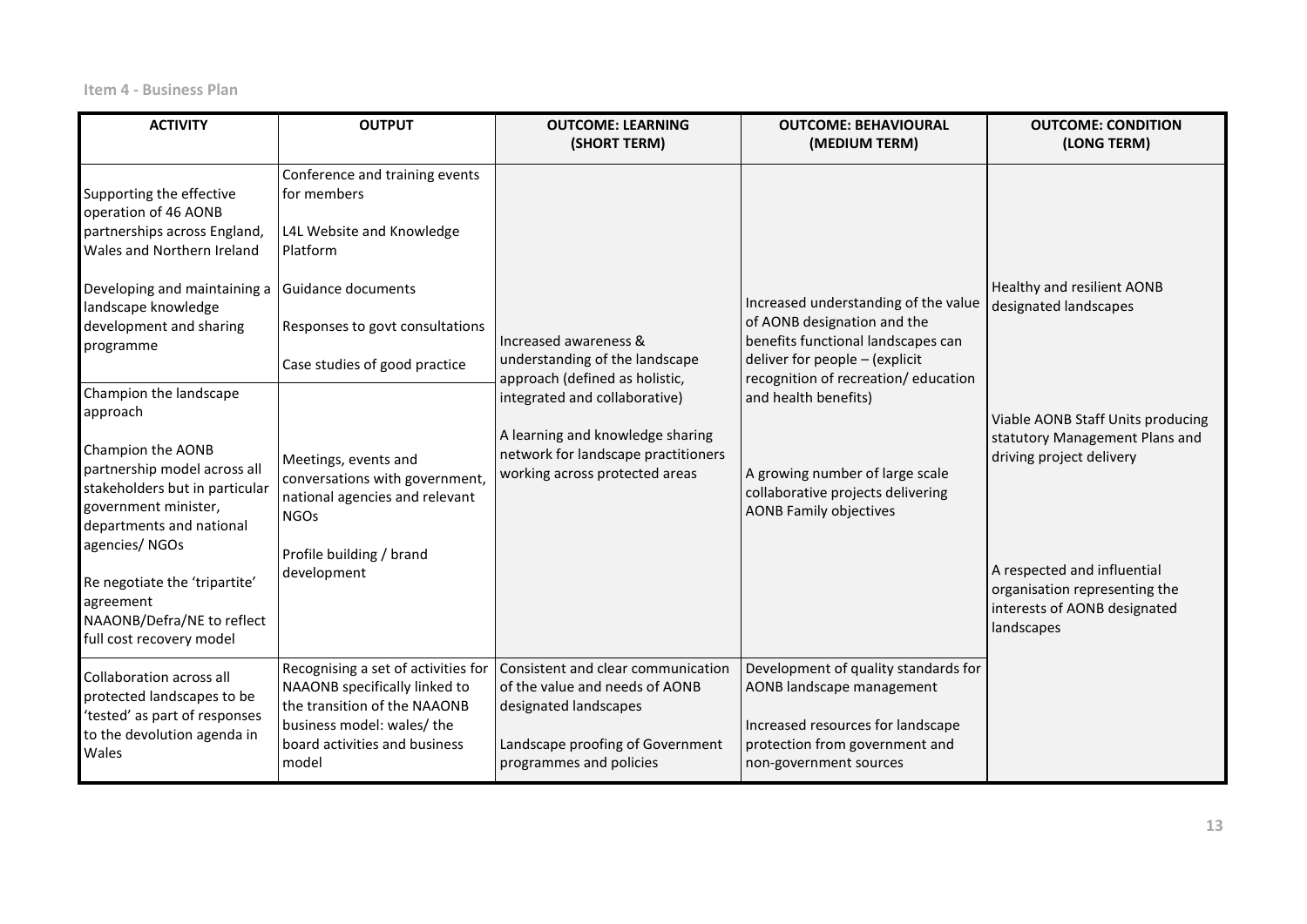Item 4 - Business Plan

| ACTIVITY | OUTPUT | OUTCOME: LEARNING (SHORT TERM) | OUTCOME: BEHAVIOURAL (MEDIUM TERM) | OUTCOME: CONDITION (LONG TERM) |
|---|---|---|---|---|
| Supporting the effective operation of 46 AONB partnerships across England, Wales and Northern Ireland<br><br>Developing and maintaining a landscape knowledge development and sharing programme | Conference and training events for members<br><br>L4L Website and Knowledge Platform<br><br>Guidance documents<br><br>Responses to govt consultations<br><br>Case studies of good practice | Increased awareness & understanding of the landscape approach (defined as holistic, integrated and collaborative)<br><br>A learning and knowledge sharing network for landscape practitioners working across protected areas | Increased understanding of the value of AONB designation and the benefits functional landscapes can deliver for people – (explicit recognition of recreation/ education and health benefits)<br><br>A growing number of large scale collaborative projects delivering AONB Family objectives | Healthy and resilient AONB designated landscapes<br><br>Viable AONB Staff Units producing statutory Management Plans and driving project delivery<br><br>A respected and influential organisation representing the interests of AONB designated landscapes |
| Champion the landscape approach<br><br>Champion the AONB partnership model across all stakeholders but in particular government minister, departments and national agencies/ NGOs<br><br>Re negotiate the 'tripartite' agreement NAAONB/Defra/NE to reflect full cost recovery model | Meetings, events and conversations with government, national agencies and relevant NGOs<br><br>Profile building / brand development | | | |
| Collaboration across all protected landscapes to be 'tested' as part of responses to the devolution agenda in Wales | Recognising a set of activities for NAAONB specifically linked to the transition of the NAAONB business model: wales/ the board activities and business model | Consistent and clear communication of the value and needs of AONB designated landscapes<br><br>Landscape proofing of Government programmes and policies | Development of quality standards for AONB landscape management<br><br>Increased resources for landscape protection from government and non-government sources | |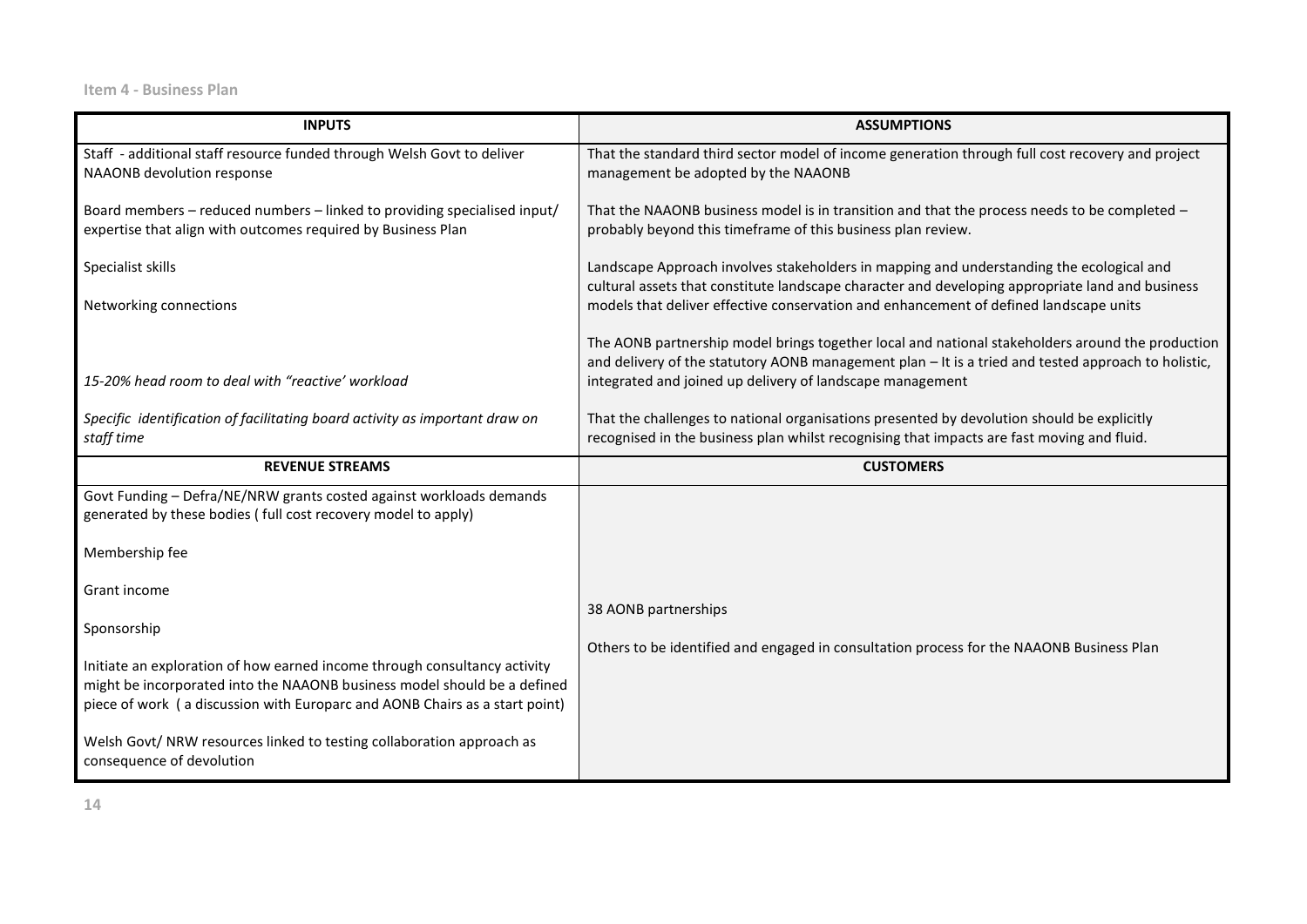Item 4 - Business Plan

| INPUTS | ASSUMPTIONS |
|---|---|
| Staff - additional staff resource funded through Welsh Govt to deliver NAAONB devolution response<br><br>Board members – reduced numbers – linked to providing specialised input/ expertise that align with outcomes required by Business Plan<br><br>Specialist skills<br><br>Networking connections<br><br>*15-20% head room to deal with "reactive' workload*<br><br>*Specific identification of facilitating board activity as important draw on staff time* | That the standard third sector model of income generation through full cost recovery and project management be adopted by the NAAONB<br><br>That the NAAONB business model is in transition and that the process needs to be completed – probably beyond this timeframe of this business plan review.<br><br>Landscape Approach involves stakeholders in mapping and understanding the ecological and cultural assets that constitute landscape character and developing appropriate land and business models that deliver effective conservation and enhancement of defined landscape units<br><br>The AONB partnership model brings together local and national stakeholders around the production and delivery of the statutory AONB management plan – It is a tried and tested approach to holistic, integrated and joined up delivery of landscape management<br><br>That the challenges to national organisations presented by devolution should be explicitly recognised in the business plan whilst recognising that impacts are fast moving and fluid. |
| **REVENUE STREAMS** | **CUSTOMERS** |
| Govt Funding – Defra/NE/NRW grants costed against workloads demands generated by these bodies ( full cost recovery model to apply)<br><br>Membership fee<br><br>Grant income<br><br>Sponsorship<br><br>Initiate an exploration of how earned income through consultancy activity might be incorporated into the NAAONB business model should be a defined piece of work ( a discussion with Europarc and AONB Chairs as a start point)<br><br>Welsh Govt/ NRW resources linked to testing collaboration approach as consequence of devolution | 38 AONB partnerships<br><br>Others to be identified and engaged in consultation process for the NAAONB Business Plan |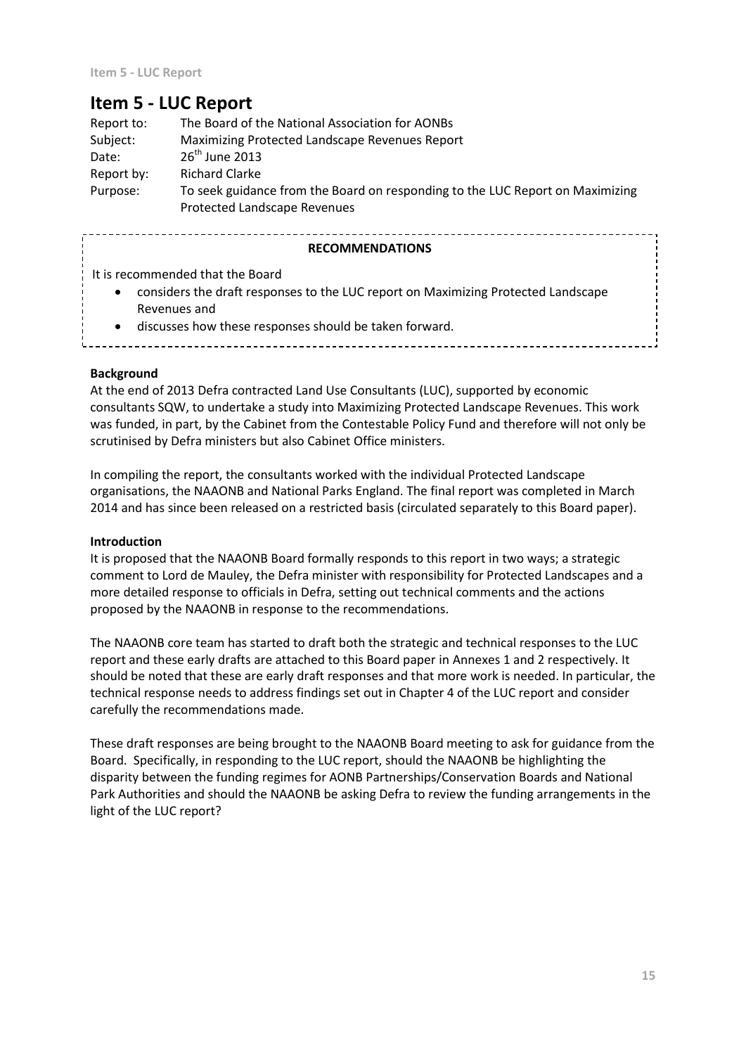# Item 5 - LUC Report

Report to: The Board of the National Association for AONBs
Subject: Maximizing Protected Landscape Revenues Report
Date: 26th June 2013
Report by: Richard Clarke
Purpose: To seek guidance from the Board on responding to the LUC Report on Maximizing Protected Landscape Revenues

**RECOMMENDATIONS**

It is recommended that the Board

- considers the draft responses to the LUC report on Maximizing Protected Landscape Revenues and
- discusses how these responses should be taken forward.

**Background**

At the end of 2013 Defra contracted Land Use Consultants (LUC), supported by economic consultants SQW, to undertake a study into Maximizing Protected Landscape Revenues. This work was funded, in part, by the Cabinet from the Contestable Policy Fund and therefore will not only be scrutinised by Defra ministers but also Cabinet Office ministers.

In compiling the report, the consultants worked with the individual Protected Landscape organisations, the NAAONB and National Parks England. The final report was completed in March 2014 and has since been released on a restricted basis (circulated separately to this Board paper).

**Introduction**

It is proposed that the NAAONB Board formally responds to this report in two ways; a strategic comment to Lord de Mauley, the Defra minister with responsibility for Protected Landscapes and a more detailed response to officials in Defra, setting out technical comments and the actions proposed by the NAAONB in response to the recommendations.

The NAAONB core team has started to draft both the strategic and technical responses to the LUC report and these early drafts are attached to this Board paper in Annexes 1 and 2 respectively. It should be noted that these are early draft responses and that more work is needed. In particular, the technical response needs to address findings set out in Chapter 4 of the LUC report and consider carefully the recommendations made.

These draft responses are being brought to the NAAONB Board meeting to ask for guidance from the Board. Specifically, in responding to the LUC report, should the NAAONB be highlighting the disparity between the funding regimes for AONB Partnerships/Conservation Boards and National Park Authorities and should the NAAONB be asking Defra to review the funding arrangements in the light of the LUC report?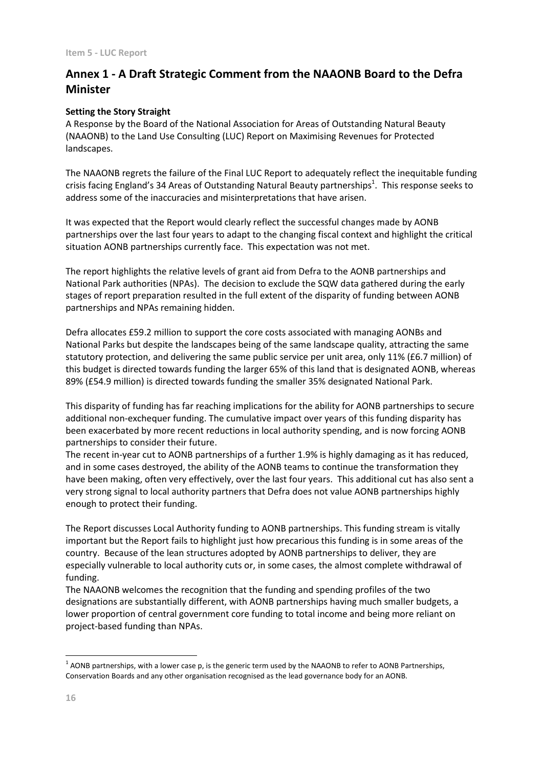## Annex 1 - A Draft Strategic Comment from the NAAONB Board to the Defra Minister

**Setting the Story Straight**

A Response by the Board of the National Association for Areas of Outstanding Natural Beauty (NAAONB) to the Land Use Consulting (LUC) Report on Maximising Revenues for Protected landscapes.

The NAAONB regrets the failure of the Final LUC Report to adequately reflect the inequitable funding crisis facing England's 34 Areas of Outstanding Natural Beauty partnerships[1]. This response seeks to address some of the inaccuracies and misinterpretations that have arisen.

It was expected that the Report would clearly reflect the successful changes made by AONB partnerships over the last four years to adapt to the changing fiscal context and highlight the critical situation AONB partnerships currently face. This expectation was not met.

The report highlights the relative levels of grant aid from Defra to the AONB partnerships and National Park authorities (NPAs). The decision to exclude the SQW data gathered during the early stages of report preparation resulted in the full extent of the disparity of funding between AONB partnerships and NPAs remaining hidden.

Defra allocates £59.2 million to support the core costs associated with managing AONBs and National Parks but despite the landscapes being of the same landscape quality, attracting the same statutory protection, and delivering the same public service per unit area, only 11% (£6.7 million) of this budget is directed towards funding the larger 65% of this land that is designated AONB, whereas 89% (£54.9 million) is directed towards funding the smaller 35% designated National Park.

This disparity of funding has far reaching implications for the ability for AONB partnerships to secure additional non-exchequer funding. The cumulative impact over years of this funding disparity has been exacerbated by more recent reductions in local authority spending, and is now forcing AONB partnerships to consider their future.

The recent in-year cut to AONB partnerships of a further 1.9% is highly damaging as it has reduced, and in some cases destroyed, the ability of the AONB teams to continue the transformation they have been making, often very effectively, over the last four years. This additional cut has also sent a very strong signal to local authority partners that Defra does not value AONB partnerships highly enough to protect their funding.

The Report discusses Local Authority funding to AONB partnerships. This funding stream is vitally important but the Report fails to highlight just how precarious this funding is in some areas of the country. Because of the lean structures adopted by AONB partnerships to deliver, they are especially vulnerable to local authority cuts or, in some cases, the almost complete withdrawal of funding.

The NAAONB welcomes the recognition that the funding and spending profiles of the two designations are substantially different, with AONB partnerships having much smaller budgets, a lower proportion of central government core funding to total income and being more reliant on project-based funding than NPAs.

[1] AONB partnerships, with a lower case p, is the generic term used by the NAAONB to refer to AONB Partnerships, Conservation Boards and any other organisation recognised as the lead governance body for an AONB.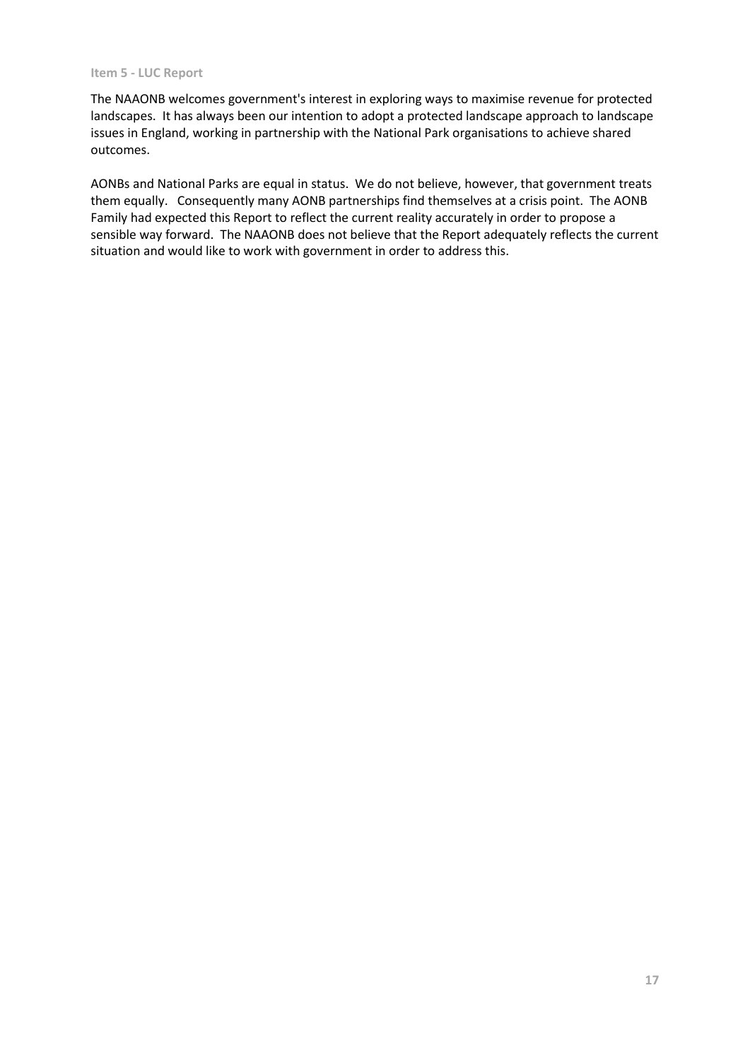#### Item 5 - LUC Report

The NAAONB welcomes government's interest in exploring ways to maximise revenue for protected landscapes. It has always been our intention to adopt a protected landscape approach to landscape issues in England, working in partnership with the National Park organisations to achieve shared outcomes.

AONBs and National Parks are equal in status. We do not believe, however, that government treats them equally. Consequently many AONB partnerships find themselves at a crisis point. The AONB Family had expected this Report to reflect the current reality accurately in order to propose a sensible way forward. The NAAONB does not believe that the Report adequately reflects the current situation and would like to work with government in order to address this.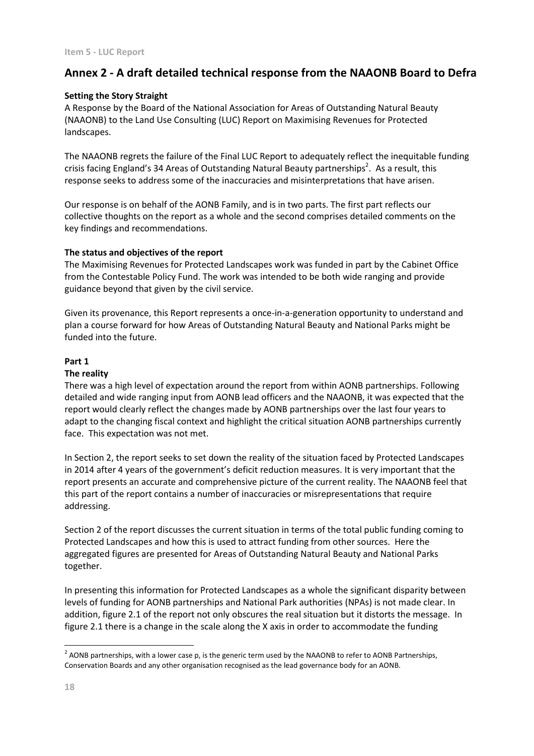## Annex 2 - A draft detailed technical response from the NAAONB Board to Defra

**Setting the Story Straight**

A Response by the Board of the National Association for Areas of Outstanding Natural Beauty (NAAONB) to the Land Use Consulting (LUC) Report on Maximising Revenues for Protected landscapes.

The NAAONB regrets the failure of the Final LUC Report to adequately reflect the inequitable funding crisis facing England's 34 Areas of Outstanding Natural Beauty partnerships[2]. As a result, this response seeks to address some of the inaccuracies and misinterpretations that have arisen.

Our response is on behalf of the AONB Family, and is in two parts. The first part reflects our collective thoughts on the report as a whole and the second comprises detailed comments on the key findings and recommendations.

**The status and objectives of the report**

The Maximising Revenues for Protected Landscapes work was funded in part by the Cabinet Office from the Contestable Policy Fund. The work was intended to be both wide ranging and provide guidance beyond that given by the civil service.

Given its provenance, this Report represents a once-in-a-generation opportunity to understand and plan a course forward for how Areas of Outstanding Natural Beauty and National Parks might be funded into the future.

**Part 1**

**The reality**

There was a high level of expectation around the report from within AONB partnerships. Following detailed and wide ranging input from AONB lead officers and the NAAONB, it was expected that the report would clearly reflect the changes made by AONB partnerships over the last four years to adapt to the changing fiscal context and highlight the critical situation AONB partnerships currently face. This expectation was not met.

In Section 2, the report seeks to set down the reality of the situation faced by Protected Landscapes in 2014 after 4 years of the government's deficit reduction measures. It is very important that the report presents an accurate and comprehensive picture of the current reality. The NAAONB feel that this part of the report contains a number of inaccuracies or misrepresentations that require addressing.

Section 2 of the report discusses the current situation in terms of the total public funding coming to Protected Landscapes and how this is used to attract funding from other sources. Here the aggregated figures are presented for Areas of Outstanding Natural Beauty and National Parks together.

In presenting this information for Protected Landscapes as a whole the significant disparity between levels of funding for AONB partnerships and National Park authorities (NPAs) is not made clear. In addition, figure 2.1 of the report not only obscures the real situation but it distorts the message. In figure 2.1 there is a change in the scale along the X axis in order to accommodate the funding

[2] AONB partnerships, with a lower case p, is the generic term used by the NAAONB to refer to AONB Partnerships, Conservation Boards and any other organisation recognised as the lead governance body for an AONB.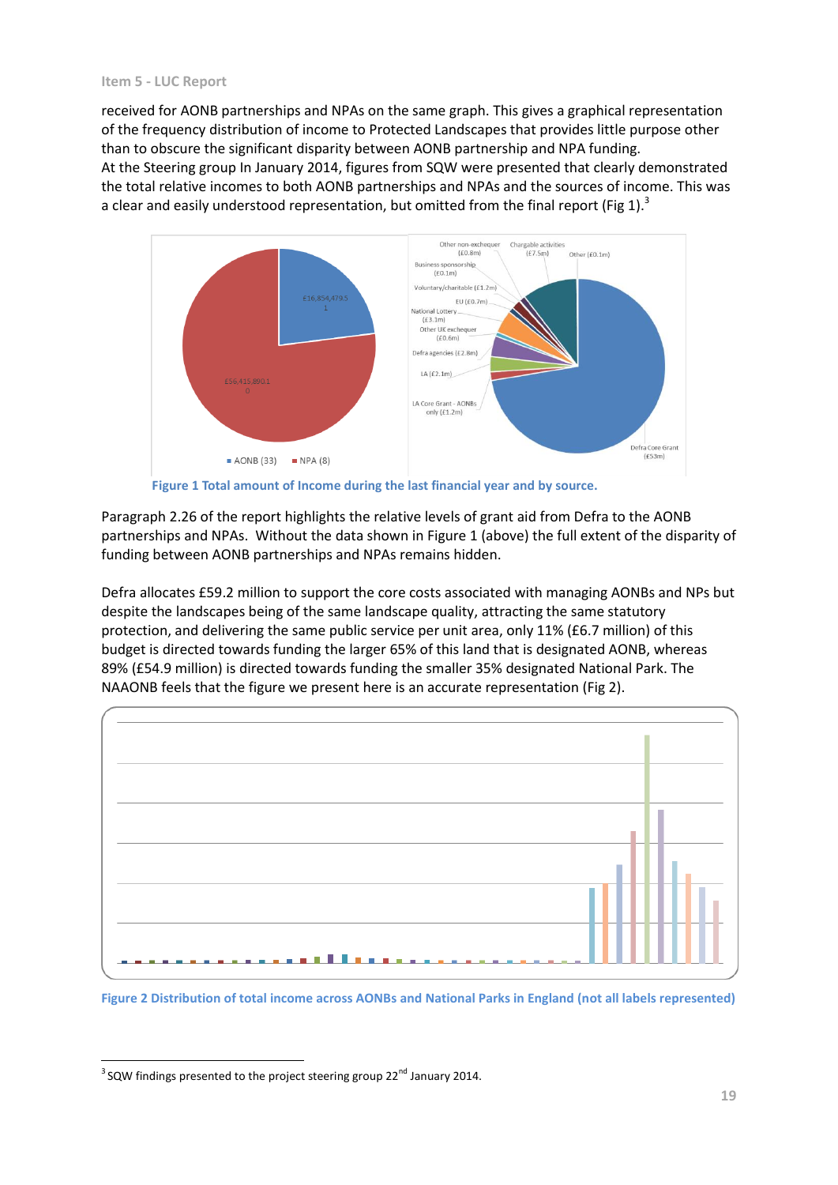received for AONB partnerships and NPAs on the same graph. This gives a graphical representation of the frequency distribution of income to Protected Landscapes that provides little purpose other than to obscure the significant disparity between AONB partnership and NPA funding.
At the Steering group In January 2014, figures from SQW were presented that clearly demonstrated the total relative incomes to both AONB partnerships and NPAs and the sources of income. This was a clear and easily understood representation, but omitted from the final report (Fig 1).[3]

**Figure 1 Total amount of Income during the last financial year and by source.**

Paragraph 2.26 of the report highlights the relative levels of grant aid from Defra to the AONB partnerships and NPAs. Without the data shown in Figure 1 (above) the full extent of the disparity of funding between AONB partnerships and NPAs remains hidden.

Defra allocates £59.2 million to support the core costs associated with managing AONBs and NPs but despite the landscapes being of the same landscape quality, attracting the same statutory protection, and delivering the same public service per unit area, only 11% (£6.7 million) of this budget is directed towards funding the larger 65% of this land that is designated AONB, whereas 89% (£54.9 million) is directed towards funding the smaller 35% designated National Park. The NAAONB feels that the figure we present here is an accurate representation (Fig 2).

**Figure 2 Distribution of total income across AONBs and National Parks in England (not all labels represented)**

[3] SQW findings presented to the project steering group 22nd January 2014.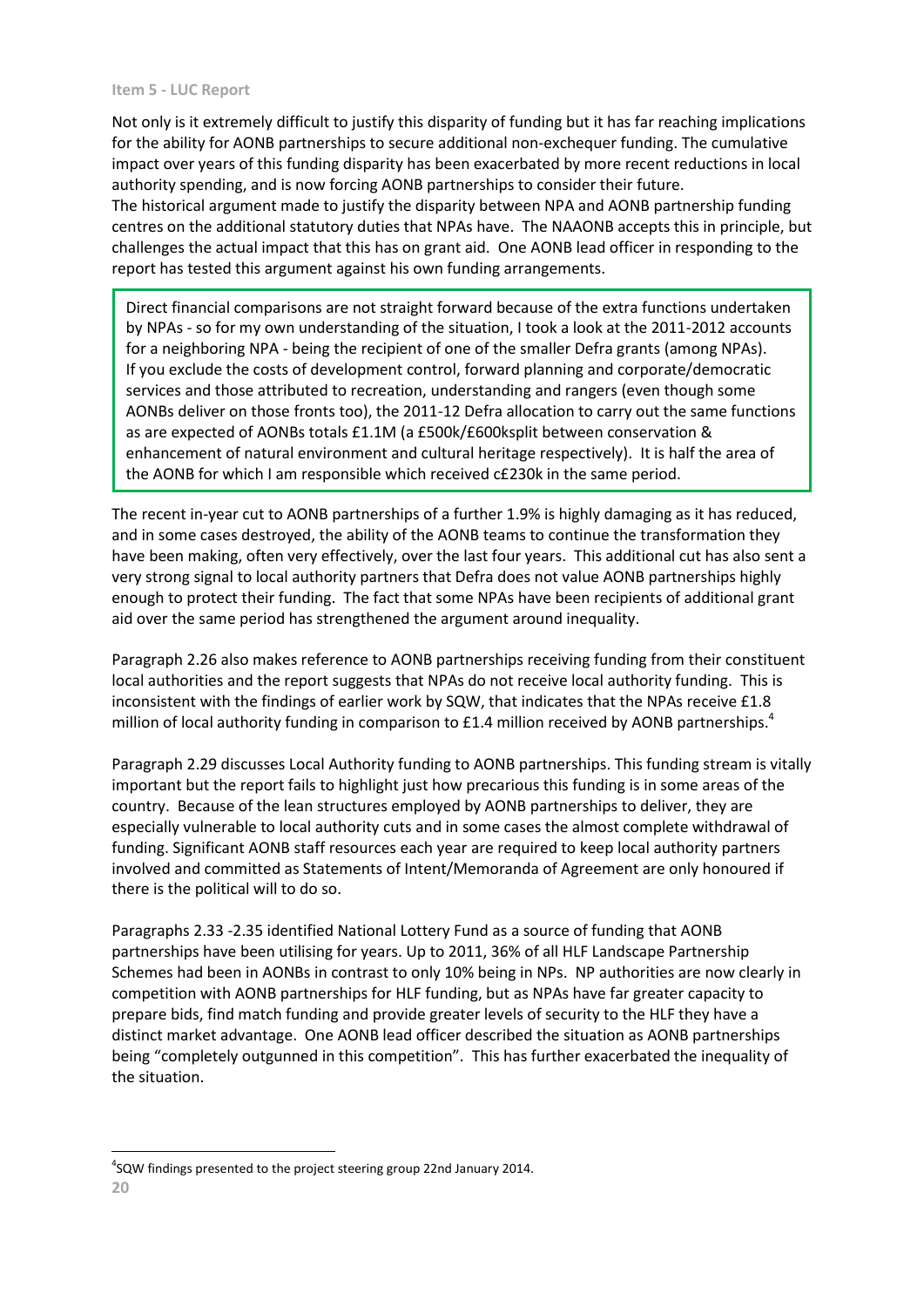Not only is it extremely difficult to justify this disparity of funding but it has far reaching implications for the ability for AONB partnerships to secure additional non-exchequer funding. The cumulative impact over years of this funding disparity has been exacerbated by more recent reductions in local authority spending, and is now forcing AONB partnerships to consider their future.
The historical argument made to justify the disparity between NPA and AONB partnership funding centres on the additional statutory duties that NPAs have. The NAAONB accepts this in principle, but challenges the actual impact that this has on grant aid. One AONB lead officer in responding to the report has tested this argument against his own funding arrangements.

> Direct financial comparisons are not straight forward because of the extra functions undertaken by NPAs - so for my own understanding of the situation, I took a look at the 2011-2012 accounts for a neighboring NPA - being the recipient of one of the smaller Defra grants (among NPAs). If you exclude the costs of development control, forward planning and corporate/democratic services and those attributed to recreation, understanding and rangers (even though some AONBs deliver on those fronts too), the 2011-12 Defra allocation to carry out the same functions as are expected of AONBs totals £1.1M (a £500k/£600ksplit between conservation & enhancement of natural environment and cultural heritage respectively). It is half the area of the AONB for which I am responsible which received c£230k in the same period.

The recent in-year cut to AONB partnerships of a further 1.9% is highly damaging as it has reduced, and in some cases destroyed, the ability of the AONB teams to continue the transformation they have been making, often very effectively, over the last four years. This additional cut has also sent a very strong signal to local authority partners that Defra does not value AONB partnerships highly enough to protect their funding. The fact that some NPAs have been recipients of additional grant aid over the same period has strengthened the argument around inequality.

Paragraph 2.26 also makes reference to AONB partnerships receiving funding from their constituent local authorities and the report suggests that NPAs do not receive local authority funding. This is inconsistent with the findings of earlier work by SQW, that indicates that the NPAs receive £1.8 million of local authority funding in comparison to £1.4 million received by AONB partnerships.[4]

Paragraph 2.29 discusses Local Authority funding to AONB partnerships. This funding stream is vitally important but the report fails to highlight just how precarious this funding is in some areas of the country. Because of the lean structures employed by AONB partnerships to deliver, they are especially vulnerable to local authority cuts and in some cases the almost complete withdrawal of funding. Significant AONB staff resources each year are required to keep local authority partners involved and committed as Statements of Intent/Memoranda of Agreement are only honoured if there is the political will to do so.

Paragraphs 2.33 -2.35 identified National Lottery Fund as a source of funding that AONB partnerships have been utilising for years. Up to 2011, 36% of all HLF Landscape Partnership Schemes had been in AONBs in contrast to only 10% being in NPs. NP authorities are now clearly in competition with AONB partnerships for HLF funding, but as NPAs have far greater capacity to prepare bids, find match funding and provide greater levels of security to the HLF they have a distinct market advantage. One AONB lead officer described the situation as AONB partnerships being "completely outgunned in this competition". This has further exacerbated the inequality of the situation.

[4] SQW findings presented to the project steering group 22nd January 2014.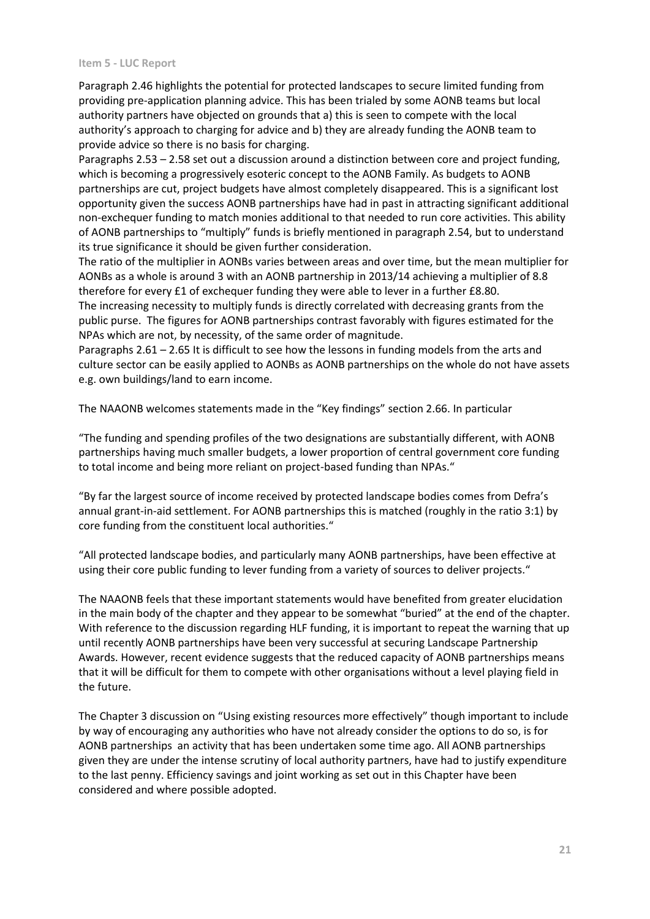### Item 5 - LUC Report

Paragraph 2.46 highlights the potential for protected landscapes to secure limited funding from providing pre-application planning advice. This has been trialed by some AONB teams but local authority partners have objected on grounds that a) this is seen to compete with the local authority's approach to charging for advice and b) they are already funding the AONB team to provide advice so there is no basis for charging.

Paragraphs 2.53 – 2.58 set out a discussion around a distinction between core and project funding, which is becoming a progressively esoteric concept to the AONB Family. As budgets to AONB partnerships are cut, project budgets have almost completely disappeared. This is a significant lost opportunity given the success AONB partnerships have had in past in attracting significant additional non-exchequer funding to match monies additional to that needed to run core activities. This ability of AONB partnerships to "multiply" funds is briefly mentioned in paragraph 2.54, but to understand its true significance it should be given further consideration.

The ratio of the multiplier in AONBs varies between areas and over time, but the mean multiplier for AONBs as a whole is around 3 with an AONB partnership in 2013/14 achieving a multiplier of 8.8 therefore for every £1 of exchequer funding they were able to lever in a further £8.80.

The increasing necessity to multiply funds is directly correlated with decreasing grants from the public purse. The figures for AONB partnerships contrast favorably with figures estimated for the NPAs which are not, by necessity, of the same order of magnitude.

Paragraphs 2.61 – 2.65 It is difficult to see how the lessons in funding models from the arts and culture sector can be easily applied to AONBs as AONB partnerships on the whole do not have assets e.g. own buildings/land to earn income.

The NAAONB welcomes statements made in the "Key findings" section 2.66. In particular

"The funding and spending profiles of the two designations are substantially different, with AONB partnerships having much smaller budgets, a lower proportion of central government core funding to total income and being more reliant on project-based funding than NPAs."

"By far the largest source of income received by protected landscape bodies comes from Defra's annual grant-in-aid settlement. For AONB partnerships this is matched (roughly in the ratio 3:1) by core funding from the constituent local authorities."

"All protected landscape bodies, and particularly many AONB partnerships, have been effective at using their core public funding to lever funding from a variety of sources to deliver projects."

The NAAONB feels that these important statements would have benefited from greater elucidation in the main body of the chapter and they appear to be somewhat "buried" at the end of the chapter. With reference to the discussion regarding HLF funding, it is important to repeat the warning that up until recently AONB partnerships have been very successful at securing Landscape Partnership Awards. However, recent evidence suggests that the reduced capacity of AONB partnerships means that it will be difficult for them to compete with other organisations without a level playing field in the future.

The Chapter 3 discussion on "Using existing resources more effectively" though important to include by way of encouraging any authorities who have not already consider the options to do so, is for AONB partnerships an activity that has been undertaken some time ago. All AONB partnerships given they are under the intense scrutiny of local authority partners, have had to justify expenditure to the last penny. Efficiency savings and joint working as set out in this Chapter have been considered and where possible adopted.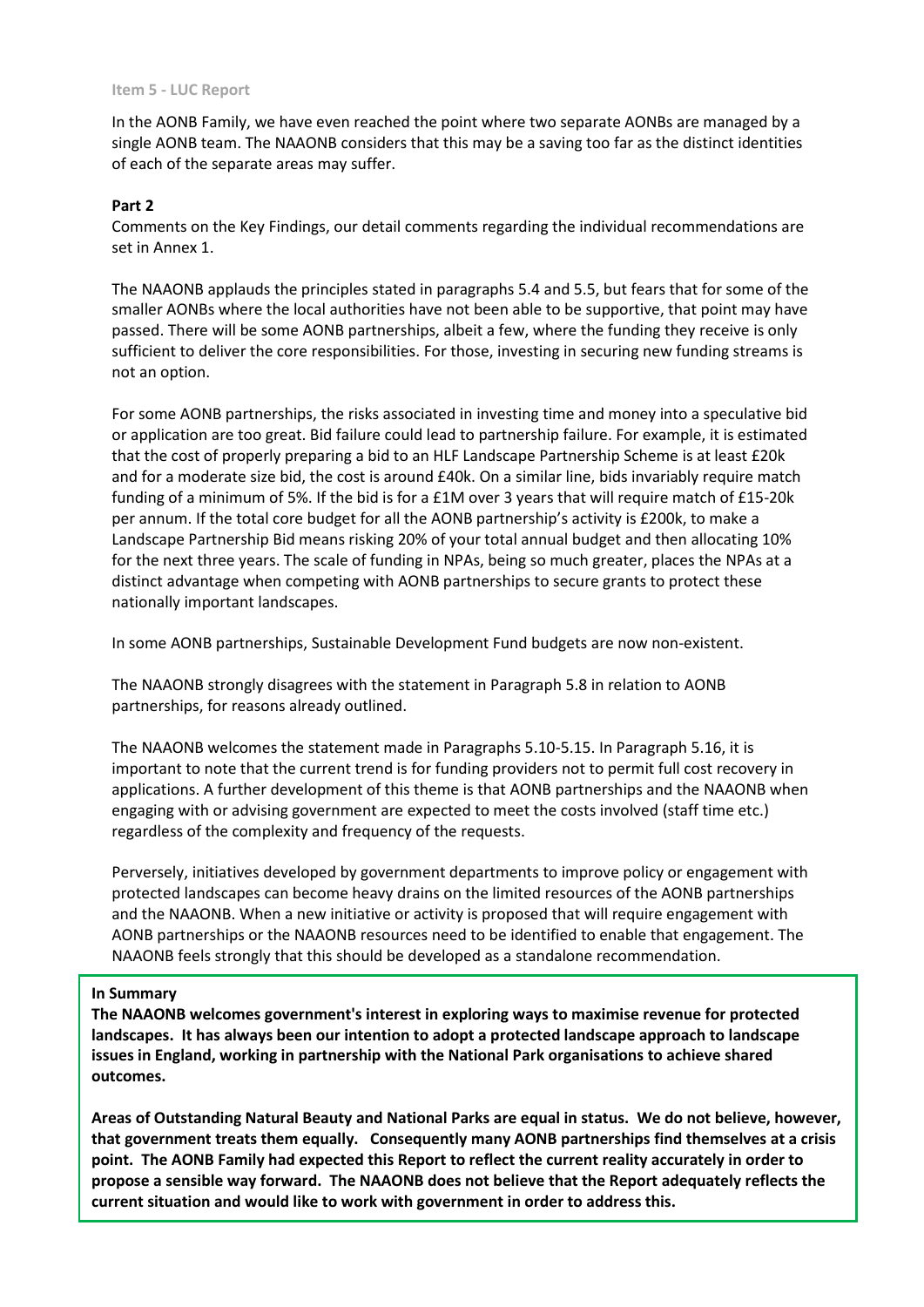In the AONB Family, we have even reached the point where two separate AONBs are managed by a single AONB team. The NAAONB considers that this may be a saving too far as the distinct identities of each of the separate areas may suffer.

**Part 2**

Comments on the Key Findings, our detail comments regarding the individual recommendations are set in Annex 1.

The NAAONB applauds the principles stated in paragraphs 5.4 and 5.5, but fears that for some of the smaller AONBs where the local authorities have not been able to be supportive, that point may have passed. There will be some AONB partnerships, albeit a few, where the funding they receive is only sufficient to deliver the core responsibilities. For those, investing in securing new funding streams is not an option.

For some AONB partnerships, the risks associated in investing time and money into a speculative bid or application are too great. Bid failure could lead to partnership failure. For example, it is estimated that the cost of properly preparing a bid to an HLF Landscape Partnership Scheme is at least £20k and for a moderate size bid, the cost is around £40k. On a similar line, bids invariably require match funding of a minimum of 5%. If the bid is for a £1M over 3 years that will require match of £15-20k per annum. If the total core budget for all the AONB partnership's activity is £200k, to make a Landscape Partnership Bid means risking 20% of your total annual budget and then allocating 10% for the next three years. The scale of funding in NPAs, being so much greater, places the NPAs at a distinct advantage when competing with AONB partnerships to secure grants to protect these nationally important landscapes.

In some AONB partnerships, Sustainable Development Fund budgets are now non-existent.

The NAAONB strongly disagrees with the statement in Paragraph 5.8 in relation to AONB partnerships, for reasons already outlined.

The NAAONB welcomes the statement made in Paragraphs 5.10-5.15. In Paragraph 5.16, it is important to note that the current trend is for funding providers not to permit full cost recovery in applications. A further development of this theme is that AONB partnerships and the NAAONB when engaging with or advising government are expected to meet the costs involved (staff time etc.) regardless of the complexity and frequency of the requests.

Perversely, initiatives developed by government departments to improve policy or engagement with protected landscapes can become heavy drains on the limited resources of the AONB partnerships and the NAAONB. When a new initiative or activity is proposed that will require engagement with AONB partnerships or the NAAONB resources need to be identified to enable that engagement. The NAAONB feels strongly that this should be developed as a standalone recommendation.

**In Summary**

**The NAAONB welcomes government's interest in exploring ways to maximise revenue for protected landscapes. It has always been our intention to adopt a protected landscape approach to landscape issues in England, working in partnership with the National Park organisations to achieve shared outcomes.**

**Areas of Outstanding Natural Beauty and National Parks are equal in status. We do not believe, however, that government treats them equally. Consequently many AONB partnerships find themselves at a crisis point. The AONB Family had expected this Report to reflect the current reality accurately in order to propose a sensible way forward. The NAAONB does not believe that the Report adequately reflects the current situation and would like to work with government in order to address this.**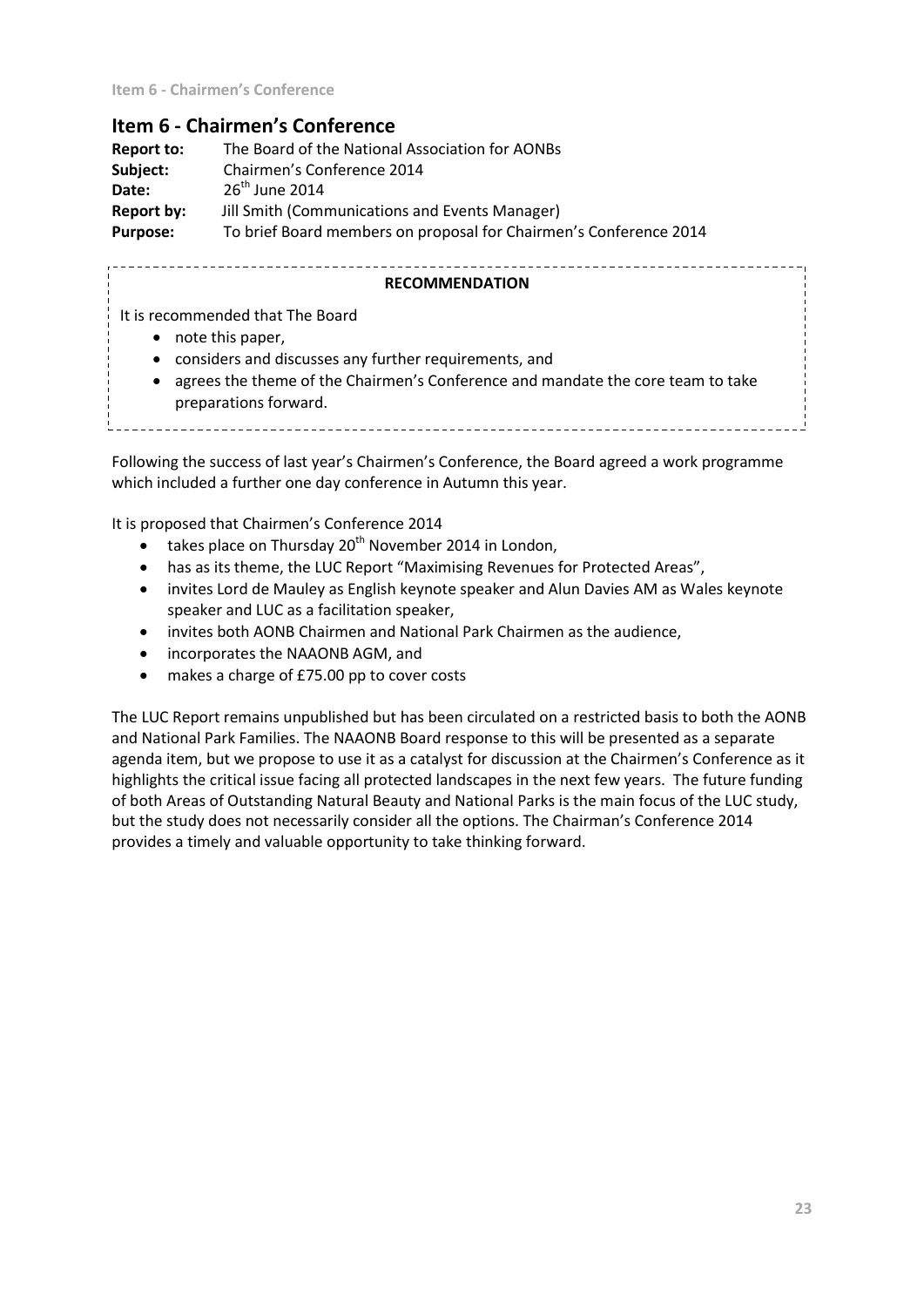# Item 6 - Chairmen's Conference

**Report to:** The Board of the National Association for AONBs
**Subject:** Chairmen's Conference 2014
**Date:** 26th June 2014
**Report by:** Jill Smith (Communications and Events Manager)
**Purpose:** To brief Board members on proposal for Chairmen's Conference 2014

**RECOMMENDATION**

It is recommended that The Board

- note this paper,
- considers and discusses any further requirements, and
- agrees the theme of the Chairmen's Conference and mandate the core team to take preparations forward.

Following the success of last year's Chairmen's Conference, the Board agreed a work programme which included a further one day conference in Autumn this year.

It is proposed that Chairmen's Conference 2014

- takes place on Thursday 20th November 2014 in London,
- has as its theme, the LUC Report "Maximising Revenues for Protected Areas",
- invites Lord de Mauley as English keynote speaker and Alun Davies AM as Wales keynote speaker and LUC as a facilitation speaker,
- invites both AONB Chairmen and National Park Chairmen as the audience,
- incorporates the NAAONB AGM, and
- makes a charge of £75.00 pp to cover costs

The LUC Report remains unpublished but has been circulated on a restricted basis to both the AONB and National Park Families. The NAAONB Board response to this will be presented as a separate agenda item, but we propose to use it as a catalyst for discussion at the Chairmen's Conference as it highlights the critical issue facing all protected landscapes in the next few years. The future funding of both Areas of Outstanding Natural Beauty and National Parks is the main focus of the LUC study, but the study does not necessarily consider all the options. The Chairman's Conference 2014 provides a timely and valuable opportunity to take thinking forward.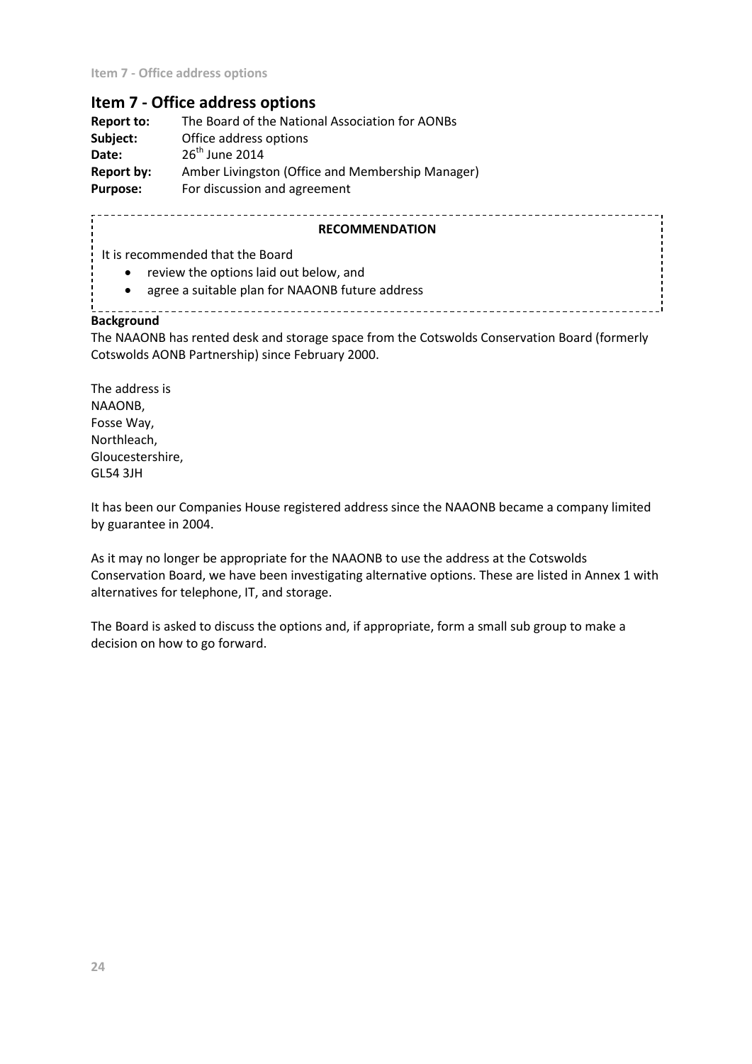## Item 7 - Office address options

**Report to:** The Board of the National Association for AONBs
**Subject:** Office address options
**Date:** 26th June 2014
**Report by:** Amber Livingston (Office and Membership Manager)
**Purpose:** For discussion and agreement

**RECOMMENDATION**

It is recommended that the Board

- review the options laid out below, and
- agree a suitable plan for NAAONB future address

**Background**

The NAAONB has rented desk and storage space from the Cotswolds Conservation Board (formerly Cotswolds AONB Partnership) since February 2000.

The address is
NAAONB,
Fosse Way,
Northleach,
Gloucestershire,
GL54 3JH

It has been our Companies House registered address since the NAAONB became a company limited by guarantee in 2004.

As it may no longer be appropriate for the NAAONB to use the address at the Cotswolds Conservation Board, we have been investigating alternative options. These are listed in Annex 1 with alternatives for telephone, IT, and storage.

The Board is asked to discuss the options and, if appropriate, form a small sub group to make a decision on how to go forward.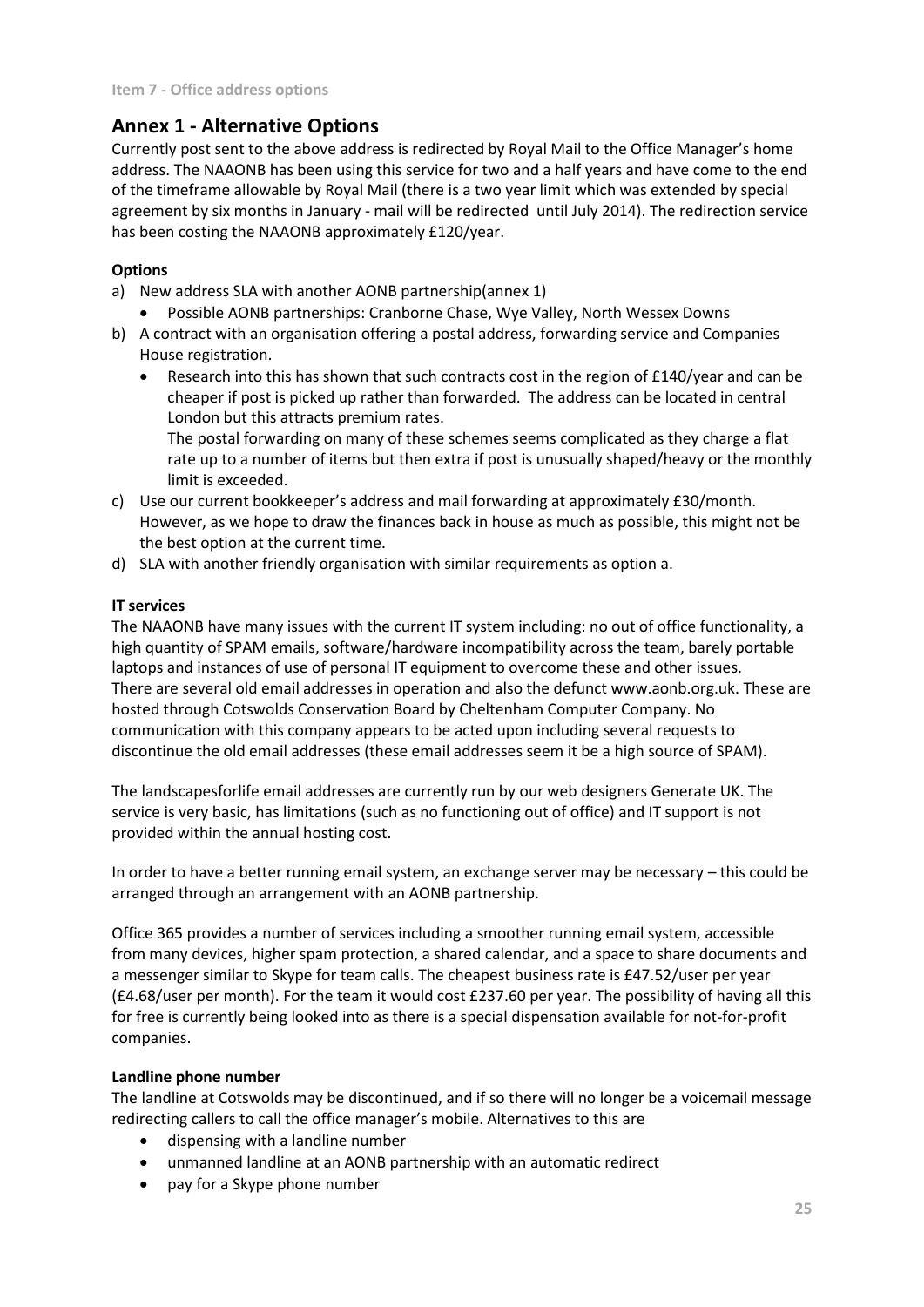Item 7 - Office address options

## Annex 1 - Alternative Options

Currently post sent to the above address is redirected by Royal Mail to the Office Manager's home address. The NAAONB has been using this service for two and a half years and have come to the end of the timeframe allowable by Royal Mail (there is a two year limit which was extended by special agreement by six months in January - mail will be redirected until July 2014). The redirection service has been costing the NAAONB approximately £120/year.

**Options**

a) New address SLA with another AONB partnership(annex 1)
   - Possible AONB partnerships: Cranborne Chase, Wye Valley, North Wessex Downs
b) A contract with an organisation offering a postal address, forwarding service and Companies House registration.
   - Research into this has shown that such contracts cost in the region of £140/year and can be cheaper if post is picked up rather than forwarded. The address can be located in central London but this attracts premium rates.
     The postal forwarding on many of these schemes seems complicated as they charge a flat rate up to a number of items but then extra if post is unusually shaped/heavy or the monthly limit is exceeded.
c) Use our current bookkeeper's address and mail forwarding at approximately £30/month. However, as we hope to draw the finances back in house as much as possible, this might not be the best option at the current time.
d) SLA with another friendly organisation with similar requirements as option a.

**IT services**

The NAAONB have many issues with the current IT system including: no out of office functionality, a high quantity of SPAM emails, software/hardware incompatibility across the team, barely portable laptops and instances of use of personal IT equipment to overcome these and other issues.
There are several old email addresses in operation and also the defunct www.aonb.org.uk. These are hosted through Cotswolds Conservation Board by Cheltenham Computer Company. No communication with this company appears to be acted upon including several requests to discontinue the old email addresses (these email addresses seem it be a high source of SPAM).

The landscapesforlife email addresses are currently run by our web designers Generate UK. The service is very basic, has limitations (such as no functioning out of office) and IT support is not provided within the annual hosting cost.

In order to have a better running email system, an exchange server may be necessary – this could be arranged through an arrangement with an AONB partnership.

Office 365 provides a number of services including a smoother running email system, accessible from many devices, higher spam protection, a shared calendar, and a space to share documents and a messenger similar to Skype for team calls. The cheapest business rate is £47.52/user per year (£4.68/user per month). For the team it would cost £237.60 per year. The possibility of having all this for free is currently being looked into as there is a special dispensation available for not-for-profit companies.

**Landline phone number**

The landline at Cotswolds may be discontinued, and if so there will no longer be a voicemail message redirecting callers to call the office manager's mobile. Alternatives to this are

- dispensing with a landline number
- unmanned landline at an AONB partnership with an automatic redirect
- pay for a Skype phone number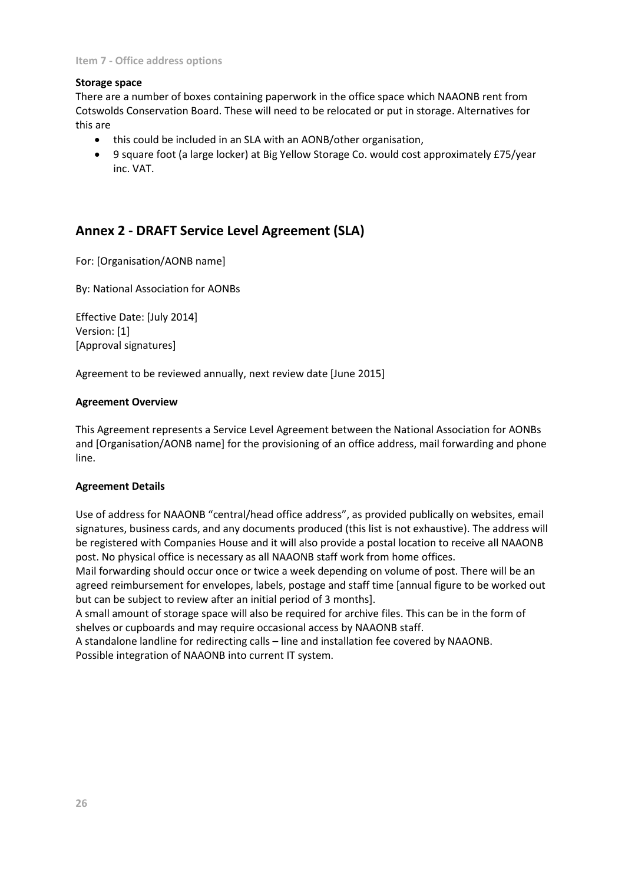**Storage space**

There are a number of boxes containing paperwork in the office space which NAAONB rent from Cotswolds Conservation Board. These will need to be relocated or put in storage. Alternatives for this are

- this could be included in an SLA with an AONB/other organisation,
- 9 square foot (a large locker) at Big Yellow Storage Co. would cost approximately £75/year inc. VAT.

## Annex 2 - DRAFT Service Level Agreement (SLA)

For: [Organisation/AONB name]

By: National Association for AONBs

Effective Date: [July 2014]
Version: [1]
[Approval signatures]

Agreement to be reviewed annually, next review date [June 2015]

**Agreement Overview**

This Agreement represents a Service Level Agreement between the National Association for AONBs and [Organisation/AONB name] for the provisioning of an office address, mail forwarding and phone line.

**Agreement Details**

Use of address for NAAONB "central/head office address", as provided publically on websites, email signatures, business cards, and any documents produced (this list is not exhaustive). The address will be registered with Companies House and it will also provide a postal location to receive all NAAONB post. No physical office is necessary as all NAAONB staff work from home offices.

Mail forwarding should occur once or twice a week depending on volume of post. There will be an agreed reimbursement for envelopes, labels, postage and staff time [annual figure to be worked out but can be subject to review after an initial period of 3 months].

A small amount of storage space will also be required for archive files. This can be in the form of shelves or cupboards and may require occasional access by NAAONB staff.

A standalone landline for redirecting calls – line and installation fee covered by NAAONB.

Possible integration of NAAONB into current IT system.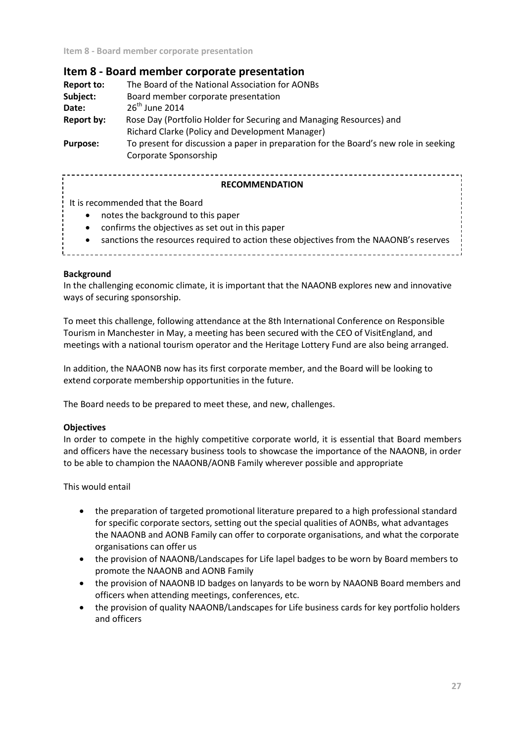## Item 8 - Board member corporate presentation

**Report to:** The Board of the National Association for AONBs
**Subject:** Board member corporate presentation
**Date:** $26^{th}$ June 2014
**Report by:** Rose Day (Portfolio Holder for Securing and Managing Resources) and Richard Clarke (Policy and Development Manager)
**Purpose:** To present for discussion a paper in preparation for the Board's new role in seeking Corporate Sponsorship

**RECOMMENDATION**

It is recommended that the Board

- notes the background to this paper
- confirms the objectives as set out in this paper
- sanctions the resources required to action these objectives from the NAAONB's reserves

**Background**

In the challenging economic climate, it is important that the NAAONB explores new and innovative ways of securing sponsorship.

To meet this challenge, following attendance at the 8th International Conference on Responsible Tourism in Manchester in May, a meeting has been secured with the CEO of VisitEngland, and meetings with a national tourism operator and the Heritage Lottery Fund are also being arranged.

In addition, the NAAONB now has its first corporate member, and the Board will be looking to extend corporate membership opportunities in the future.

The Board needs to be prepared to meet these, and new, challenges.

**Objectives**

In order to compete in the highly competitive corporate world, it is essential that Board members and officers have the necessary business tools to showcase the importance of the NAAONB, in order to be able to champion the NAAONB/AONB Family wherever possible and appropriate

This would entail

- the preparation of targeted promotional literature prepared to a high professional standard for specific corporate sectors, setting out the special qualities of AONBs, what advantages the NAAONB and AONB Family can offer to corporate organisations, and what the corporate organisations can offer us
- the provision of NAAONB/Landscapes for Life lapel badges to be worn by Board members to promote the NAAONB and AONB Family
- the provision of NAAONB ID badges on lanyards to be worn by NAAONB Board members and officers when attending meetings, conferences, etc.
- the provision of quality NAAONB/Landscapes for Life business cards for key portfolio holders and officers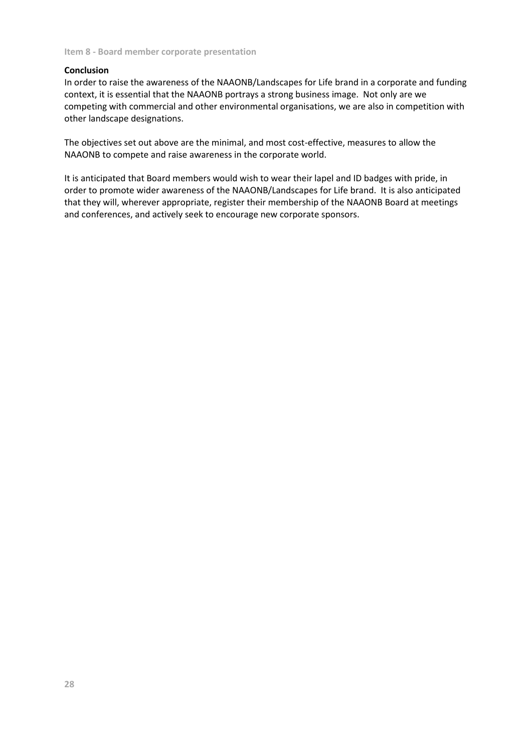**Conclusion**

In order to raise the awareness of the NAAONB/Landscapes for Life brand in a corporate and funding context, it is essential that the NAAONB portrays a strong business image. Not only are we competing with commercial and other environmental organisations, we are also in competition with other landscape designations.

The objectives set out above are the minimal, and most cost-effective, measures to allow the NAAONB to compete and raise awareness in the corporate world.

It is anticipated that Board members would wish to wear their lapel and ID badges with pride, in order to promote wider awareness of the NAAONB/Landscapes for Life brand. It is also anticipated that they will, wherever appropriate, register their membership of the NAAONB Board at meetings and conferences, and actively seek to encourage new corporate sponsors.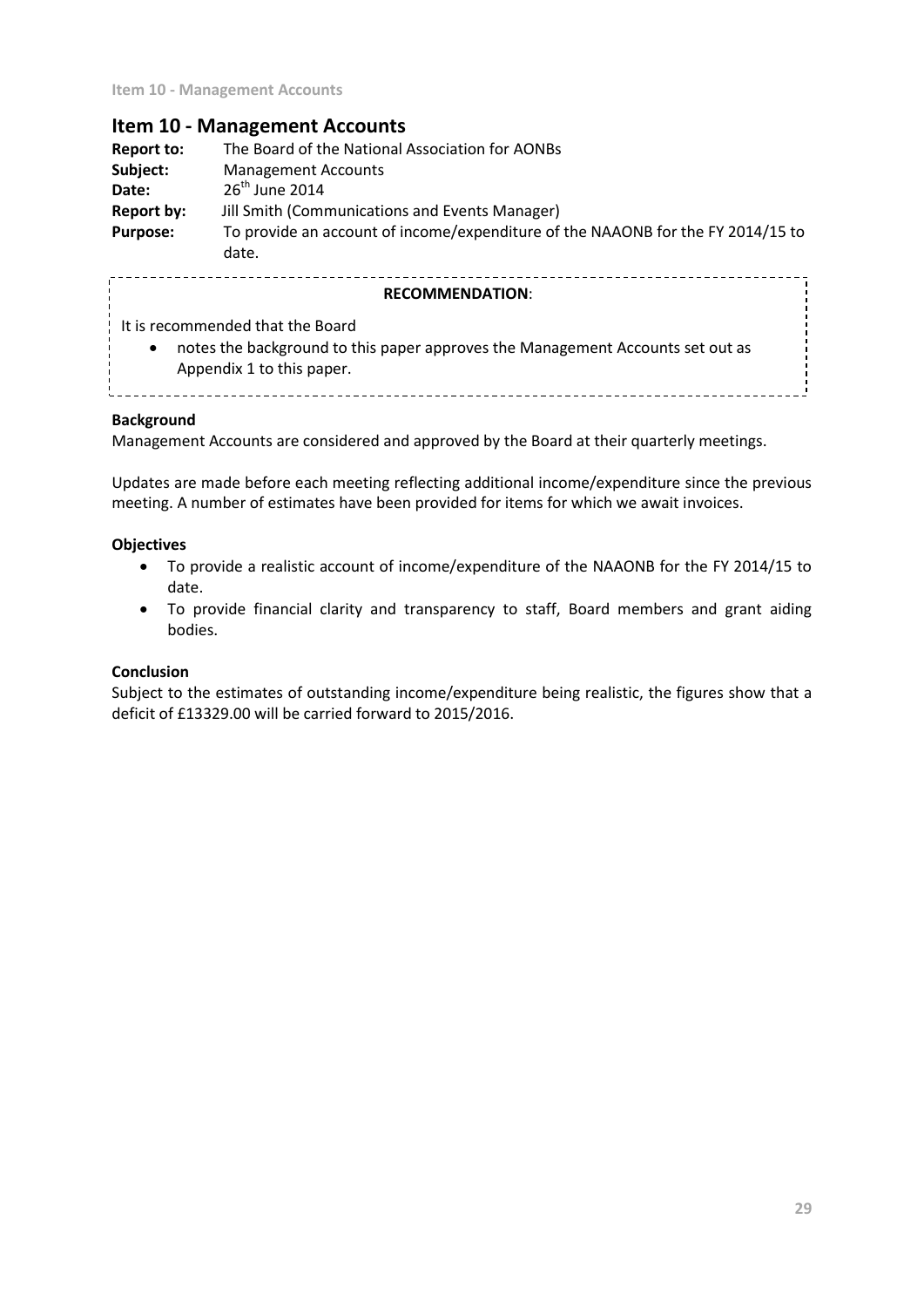## Item 10 - Management Accounts

**Report to:** The Board of the National Association for AONBs

**Subject:** Management Accounts

**Date:** 26th June 2014

**Report by:** Jill Smith (Communications and Events Manager)

**Purpose:** To provide an account of income/expenditure of the NAAONB for the FY 2014/15 to date.

**RECOMMENDATION**:

It is recommended that the Board

- notes the background to this paper approves the Management Accounts set out as Appendix 1 to this paper.

**Background**

Management Accounts are considered and approved by the Board at their quarterly meetings.

Updates are made before each meeting reflecting additional income/expenditure since the previous meeting. A number of estimates have been provided for items for which we await invoices.

**Objectives**

- To provide a realistic account of income/expenditure of the NAAONB for the FY 2014/15 to date.
- To provide financial clarity and transparency to staff, Board members and grant aiding bodies.

**Conclusion**

Subject to the estimates of outstanding income/expenditure being realistic, the figures show that a deficit of £13329.00 will be carried forward to 2015/2016.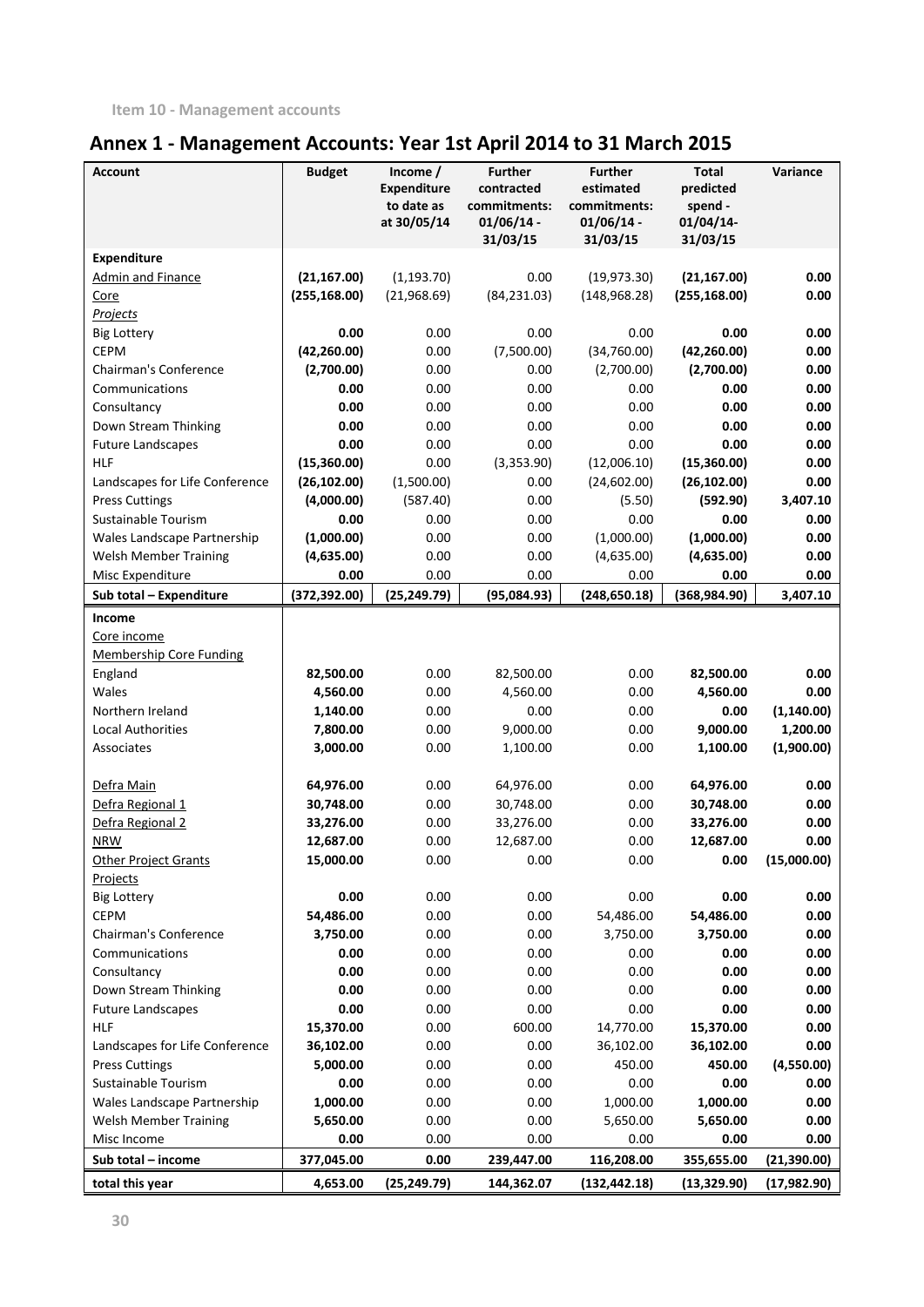Item 10 - Management accounts

## Annex 1 - Management Accounts: Year 1st April 2014 to 31 March 2015

| Account | Budget | Income / Expenditure to date as at 30/05/14 | Further contracted commitments: 01/06/14 - 31/03/15 | Further estimated commitments: 01/06/14 - 31/03/15 | Total predicted spend - 01/04/14-31/03/15 | Variance |
|---|---|---|---|---|---|---|
| **Expenditure** | | | | | | |
| Admin and Finance | **(21,167.00)** | (1,193.70) | 0.00 | (19,973.30) | **(21,167.00)** | **0.00** |
| Core | **(255,168.00)** | (21,968.69) | (84,231.03) | (148,968.28) | **(255,168.00)** | **0.00** |
| *Projects* | | | | | | |
| Big Lottery | **0.00** | 0.00 | 0.00 | 0.00 | **0.00** | **0.00** |
| CEPM | **(42,260.00)** | 0.00 | (7,500.00) | (34,760.00) | **(42,260.00)** | **0.00** |
| Chairman's Conference | **(2,700.00)** | 0.00 | 0.00 | (2,700.00) | **(2,700.00)** | **0.00** |
| Communications | **0.00** | 0.00 | 0.00 | 0.00 | **0.00** | **0.00** |
| Consultancy | **0.00** | 0.00 | 0.00 | 0.00 | **0.00** | **0.00** |
| Down Stream Thinking | **0.00** | 0.00 | 0.00 | 0.00 | **0.00** | **0.00** |
| Future Landscapes | **0.00** | 0.00 | 0.00 | 0.00 | **0.00** | **0.00** |
| HLF | **(15,360.00)** | 0.00 | (3,353.90) | (12,006.10) | **(15,360.00)** | **0.00** |
| Landscapes for Life Conference | **(26,102.00)** | (1,500.00) | 0.00 | (24,602.00) | **(26,102.00)** | **0.00** |
| Press Cuttings | **(4,000.00)** | (587.40) | 0.00 | (5.50) | **(592.90)** | **3,407.10** |
| Sustainable Tourism | **0.00** | 0.00 | 0.00 | 0.00 | **0.00** | **0.00** |
| Wales Landscape Partnership | **(1,000.00)** | 0.00 | 0.00 | (1,000.00) | **(1,000.00)** | **0.00** |
| Welsh Member Training | **(4,635.00)** | 0.00 | 0.00 | (4,635.00) | **(4,635.00)** | **0.00** |
| Misc Expenditure | **0.00** | 0.00 | 0.00 | 0.00 | **0.00** | **0.00** |
| **Sub total – Expenditure** | **(372,392.00)** | **(25,249.79)** | **(95,084.93)** | **(248,650.18)** | **(368,984.90)** | **3,407.10** |
| **Income** | | | | | | |
| Core income | | | | | | |
| Membership Core Funding | | | | | | |
| England | **82,500.00** | 0.00 | 82,500.00 | 0.00 | **82,500.00** | **0.00** |
| Wales | **4,560.00** | 0.00 | 4,560.00 | 0.00 | **4,560.00** | **0.00** |
| Northern Ireland | **1,140.00** | 0.00 | 0.00 | 0.00 | **0.00** | **(1,140.00)** |
| Local Authorities | **7,800.00** | 0.00 | 9,000.00 | 0.00 | **9,000.00** | **1,200.00** |
| Associates | **3,000.00** | 0.00 | 1,100.00 | 0.00 | **1,100.00** | **(1,900.00)** |
| Defra Main | **64,976.00** | 0.00 | 64,976.00 | 0.00 | **64,976.00** | **0.00** |
| Defra Regional 1 | **30,748.00** | 0.00 | 30,748.00 | 0.00 | **30,748.00** | **0.00** |
| Defra Regional 2 | **33,276.00** | 0.00 | 33,276.00 | 0.00 | **33,276.00** | **0.00** |
| NRW | **12,687.00** | 0.00 | 12,687.00 | 0.00 | **12,687.00** | **0.00** |
| Other Project Grants | **15,000.00** | 0.00 | 0.00 | 0.00 | **0.00** | **(15,000.00)** |
| Projects | | | | | | |
| Big Lottery | **0.00** | 0.00 | 0.00 | 0.00 | **0.00** | **0.00** |
| CEPM | **54,486.00** | 0.00 | 0.00 | 54,486.00 | **54,486.00** | **0.00** |
| Chairman's Conference | **3,750.00** | 0.00 | 0.00 | 3,750.00 | **3,750.00** | **0.00** |
| Communications | **0.00** | 0.00 | 0.00 | 0.00 | **0.00** | **0.00** |
| Consultancy | **0.00** | 0.00 | 0.00 | 0.00 | **0.00** | **0.00** |
| Down Stream Thinking | **0.00** | 0.00 | 0.00 | 0.00 | **0.00** | **0.00** |
| Future Landscapes | **0.00** | 0.00 | 0.00 | 0.00 | **0.00** | **0.00** |
| HLF | **15,370.00** | 0.00 | 600.00 | 14,770.00 | **15,370.00** | **0.00** |
| Landscapes for Life Conference | **36,102.00** | 0.00 | 0.00 | 36,102.00 | **36,102.00** | **0.00** |
| Press Cuttings | **5,000.00** | 0.00 | 0.00 | 450.00 | **450.00** | **(4,550.00)** |
| Sustainable Tourism | **0.00** | 0.00 | 0.00 | 0.00 | **0.00** | **0.00** |
| Wales Landscape Partnership | **1,000.00** | 0.00 | 0.00 | 1,000.00 | **1,000.00** | **0.00** |
| Welsh Member Training | **5,650.00** | 0.00 | 0.00 | 5,650.00 | **5,650.00** | **0.00** |
| Misc Income | **0.00** | 0.00 | 0.00 | 0.00 | **0.00** | **0.00** |
| **Sub total – income** | **377,045.00** | **0.00** | **239,447.00** | **116,208.00** | **355,655.00** | **(21,390.00)** |
| **total this year** | **4,653.00** | **(25,249.79)** | **144,362.07** | **(132,442.18)** | **(13,329.90)** | **(17,982.90)** |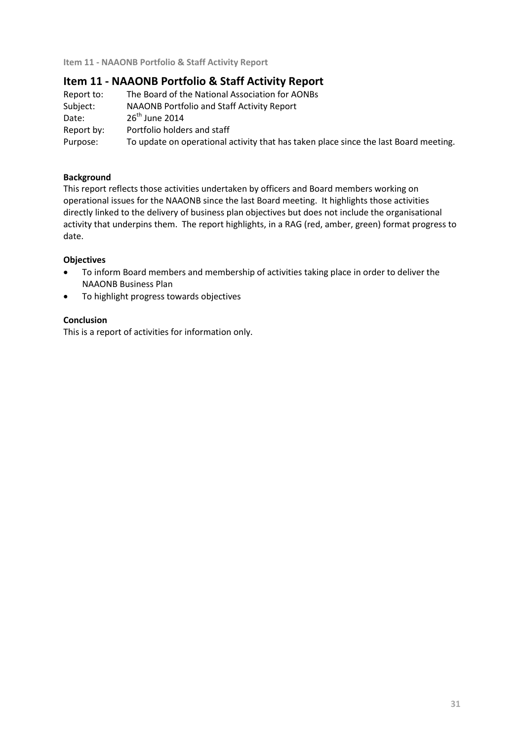## Item 11 - NAAONB Portfolio & Staff Activity Report

Report to: The Board of the National Association for AONBs
Subject: NAAONB Portfolio and Staff Activity Report
Date: 26th June 2014
Report by: Portfolio holders and staff
Purpose: To update on operational activity that has taken place since the last Board meeting.

**Background**

This report reflects those activities undertaken by officers and Board members working on operational issues for the NAAONB since the last Board meeting. It highlights those activities directly linked to the delivery of business plan objectives but does not include the organisational activity that underpins them. The report highlights, in a RAG (red, amber, green) format progress to date.

**Objectives**

- To inform Board members and membership of activities taking place in order to deliver the NAAONB Business Plan
- To highlight progress towards objectives

**Conclusion**

This is a report of activities for information only.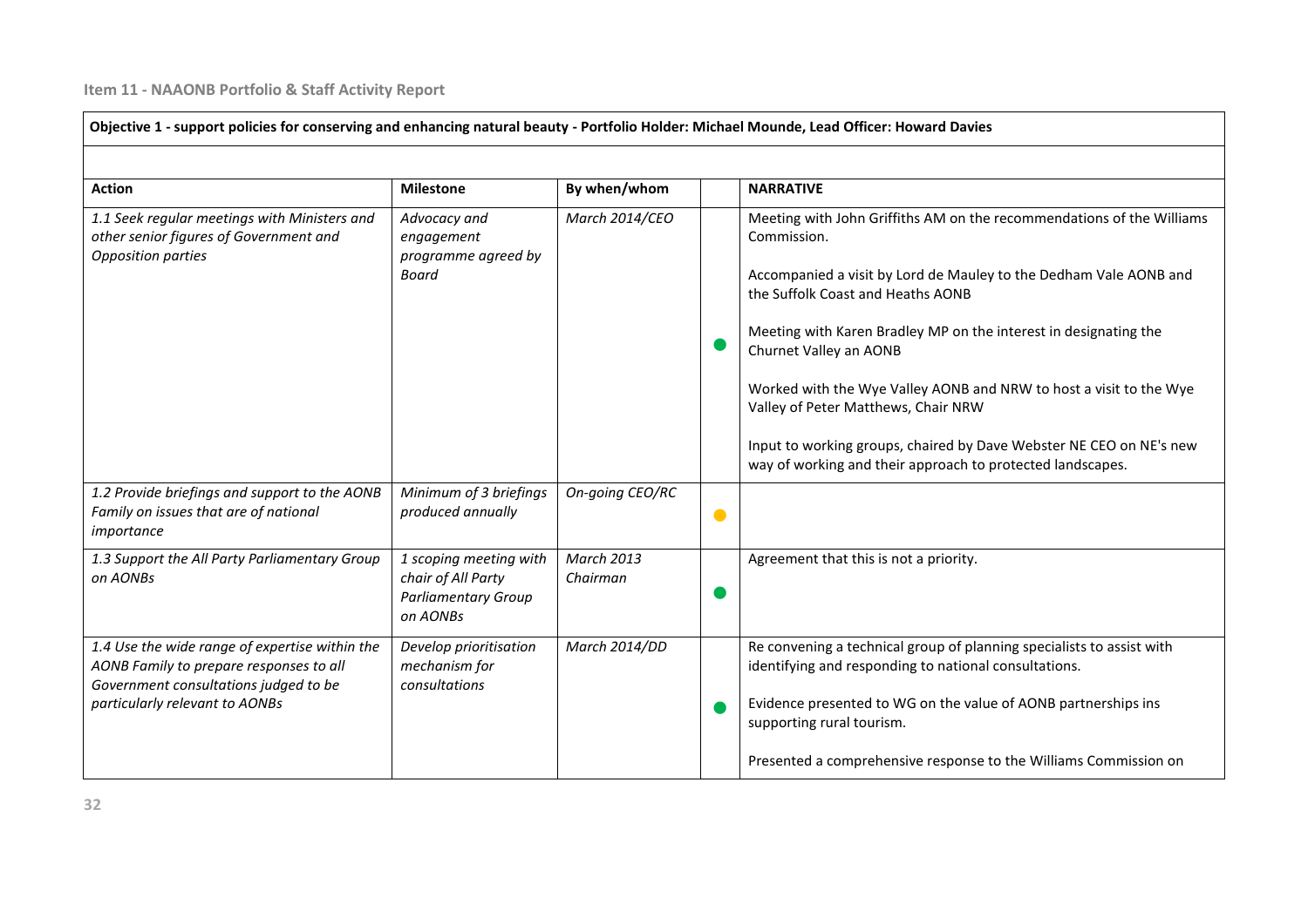Item 11 - NAAONB Portfolio & Staff Activity Report

| Objective 1 - support policies for conserving and enhancing natural beauty - Portfolio Holder: Michael Mounde, Lead Officer: Howard Davies | | | | |
|---|---|---|---|---|
| | | | | |
| **Action** | **Milestone** | **By when/whom** | | **NARRATIVE** |
| *1.1 Seek regular meetings with Ministers and other senior figures of Government and Opposition parties* | *Advocacy and engagement programme agreed by Board* | *March 2014/CEO* | ● | Meeting with John Griffiths AM on the recommendations of the Williams Commission.<br><br>Accompanied a visit by Lord de Mauley to the Dedham Vale AONB and the Suffolk Coast and Heaths AONB<br><br>Meeting with Karen Bradley MP on the interest in designating the Churnet Valley an AONB<br><br>Worked with the Wye Valley AONB and NRW to host a visit to the Wye Valley of Peter Matthews, Chair NRW<br><br>Input to working groups, chaired by Dave Webster NE CEO on NE's new way of working and their approach to protected landscapes. |
| *1.2 Provide briefings and support to the AONB Family on issues that are of national importance* | *Minimum of 3 briefings produced annually* | *On-going CEO/RC* | ● | |
| *1.3 Support the All Party Parliamentary Group on AONBs* | *1 scoping meeting with chair of All Party Parliamentary Group on AONBs* | *March 2013 Chairman* | ● | Agreement that this is not a priority. |
| *1.4 Use the wide range of expertise within the AONB Family to prepare responses to all Government consultations judged to be particularly relevant to AONBs* | *Develop prioritisation mechanism for consultations* | *March 2014/DD* | ● | Re convening a technical group of planning specialists to assist with identifying and responding to national consultations.<br><br>Evidence presented to WG on the value of AONB partnerships ins supporting rural tourism.<br><br>Presented a comprehensive response to the Williams Commission on |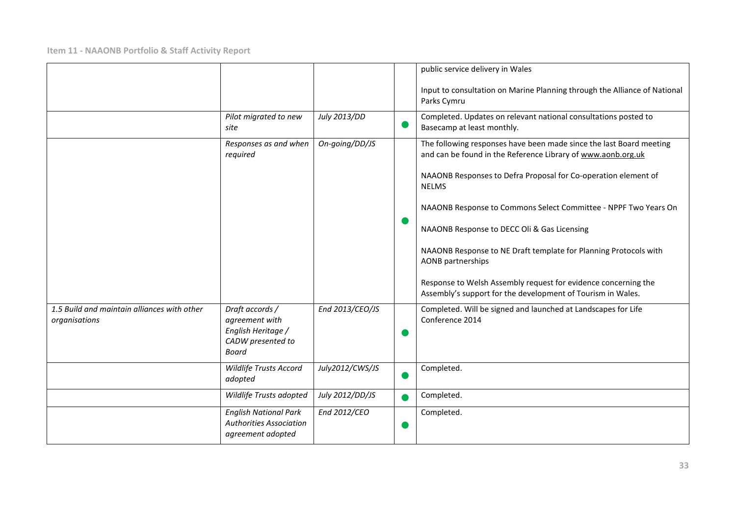| | | | | |
|---|---|---|---|---|
| | | | | public service delivery in Wales<br><br>Input to consultation on Marine Planning through the Alliance of National Parks Cymru |
| | *Pilot migrated to new site* | *July 2013/DD* | ● | Completed. Updates on relevant national consultations posted to Basecamp at least monthly. |
| | *Responses as and when required* | *On-going/DD/JS* | ● | The following responses have been made since the last Board meeting and can be found in the Reference Library of www.aonb.org.uk<br><br>NAAONB Responses to Defra Proposal for Co-operation element of NELMS<br><br>NAAONB Response to Commons Select Committee - NPPF Two Years On<br><br>NAAONB Response to DECC Oli & Gas Licensing<br><br>NAAONB Response to NE Draft template for Planning Protocols with AONB partnerships<br><br>Response to Welsh Assembly request for evidence concerning the Assembly's support for the development of Tourism in Wales. |
| *1.5 Build and maintain alliances with other organisations* | *Draft accords / agreement with English Heritage / CADW presented to Board* | *End 2013/CEO/JS* | ● | Completed. Will be signed and launched at Landscapes for Life Conference 2014 |
| | *Wildlife Trusts Accord adopted* | *July2012/CWS/JS* | ● | Completed. |
| | *Wildlife Trusts adopted* | *July 2012/DD/JS* | ● | Completed. |
| | *English National Park Authorities Association agreement adopted* | *End 2012/CEO* | ● | Completed. |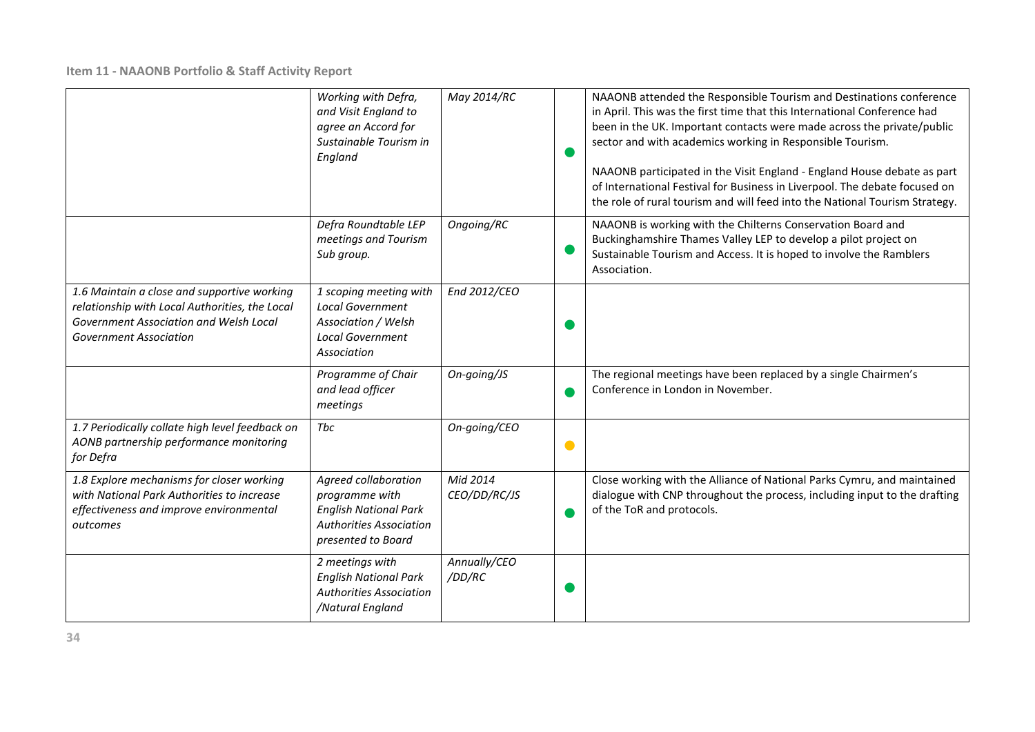| | | | | |
|---|---|---|---|---|
| | *Working with Defra, and Visit England to agree an Accord for Sustainable Tourism in England* | *May 2014/RC* | 🟢 | NAAONB attended the Responsible Tourism and Destinations conference in April. This was the first time that this International Conference had been in the UK. Important contacts were made across the private/public sector and with academics working in Responsible Tourism.<br><br>NAAONB participated in the Visit England - England House debate as part of International Festival for Business in Liverpool. The debate focused on the role of rural tourism and will feed into the National Tourism Strategy. |
| | *Defra Roundtable LEP meetings and Tourism Sub group.* | *Ongoing/RC* | 🟢 | NAAONB is working with the Chilterns Conservation Board and Buckinghamshire Thames Valley LEP to develop a pilot project on Sustainable Tourism and Access. It is hoped to involve the Ramblers Association. |
| *1.6 Maintain a close and supportive working relationship with Local Authorities, the Local Government Association and Welsh Local Government Association* | *1 scoping meeting with Local Government Association / Welsh Local Government Association* | *End 2012/CEO* | 🟢 | |
| | *Programme of Chair and lead officer meetings* | *On-going/JS* | 🟢 | The regional meetings have been replaced by a single Chairmen's Conference in London in November. |
| *1.7 Periodically collate high level feedback on AONB partnership performance monitoring for Defra* | *Tbc* | *On-going/CEO* | 🟡 | |
| *1.8 Explore mechanisms for closer working with National Park Authorities to increase effectiveness and improve environmental outcomes* | *Agreed collaboration programme with English National Park Authorities Association presented to Board* | *Mid 2014 CEO/DD/RC/JS* | 🟢 | Close working with the Alliance of National Parks Cymru, and maintained dialogue with CNP throughout the process, including input to the drafting of the ToR and protocols. |
| | *2 meetings with English National Park Authorities Association /Natural England* | *Annually/CEO /DD/RC* | 🟢 | |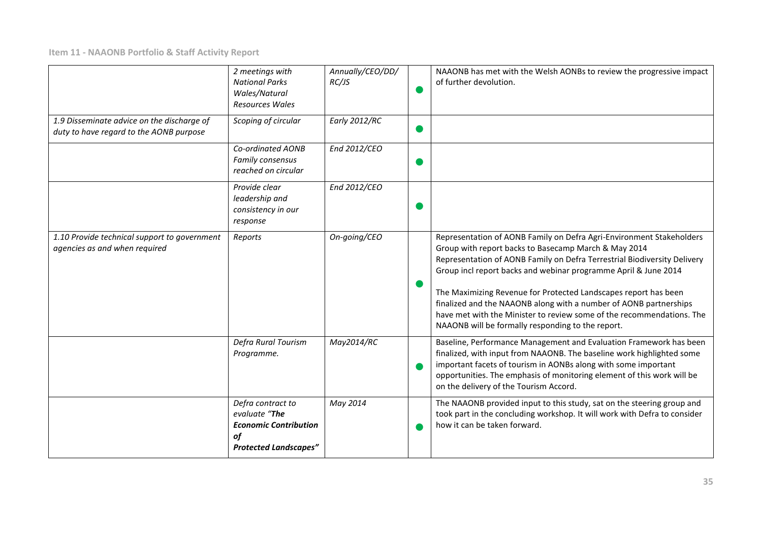| | | | | |
|---|---|---|---|---|
| | *2 meetings with National Parks Wales/Natural Resources Wales* | *Annually/CEO/DD/ RC/JS* | ● | NAAONB has met with the Welsh AONBs to review the progressive impact of further devolution. |
| *1.9 Disseminate advice on the discharge of duty to have regard to the AONB purpose* | *Scoping of circular* | *Early 2012/RC* | ● | |
| | *Co-ordinated AONB Family consensus reached on circular* | *End 2012/CEO* | ● | |
| | *Provide clear leadership and consistency in our response* | *End 2012/CEO* | ● | |
| *1.10 Provide technical support to government agencies as and when required* | *Reports* | *On-going/CEO* | ● | Representation of AONB Family on Defra Agri-Environment Stakeholders Group with report backs to Basecamp March & May 2014<br>Representation of AONB Family on Defra Terrestrial Biodiversity Delivery Group incl report backs and webinar programme April & June 2014<br><br>The Maximizing Revenue for Protected Landscapes report has been finalized and the NAAONB along with a number of AONB partnerships have met with the Minister to review some of the recommendations. The NAAONB will be formally responding to the report. |
| | *Defra Rural Tourism Programme.* | *May2014/RC* | ● | Baseline, Performance Management and Evaluation Framework has been finalized, with input from NAAONB. The baseline work highlighted some important facets of tourism in AONBs along with some important opportunities. The emphasis of monitoring element of this work will be on the delivery of the Tourism Accord. |
| | *Defra contract to evaluate "**The Economic Contribution of Protected Landscapes"*** | *May 2014* | ● | The NAAONB provided input to this study, sat on the steering group and took part in the concluding workshop. It will work with Defra to consider how it can be taken forward. |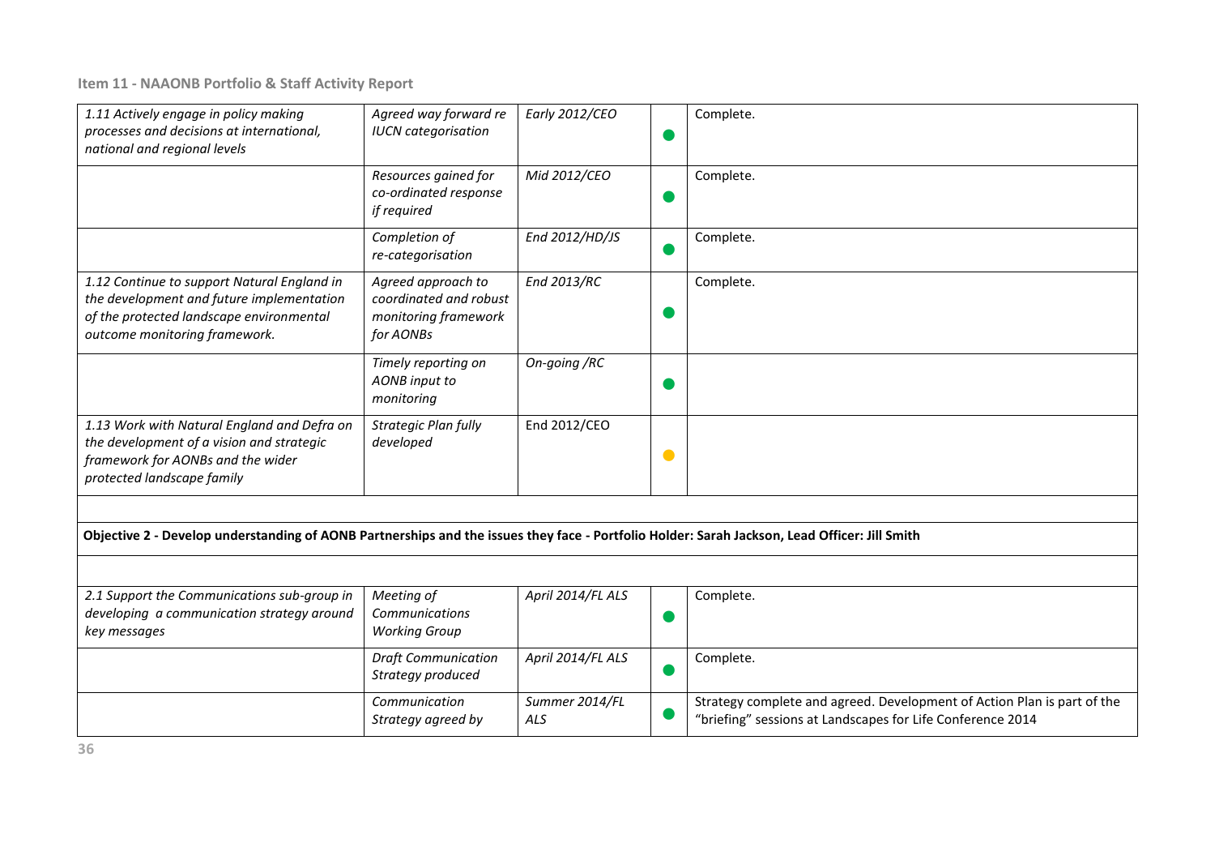### Item 11 - NAAONB Portfolio & Staff Activity Report

| | | | | |
|---|---|---|---|---|
| *1.11 Actively engage in policy making processes and decisions at international, national and regional levels* | *Agreed way forward re IUCN categorisation* | *Early 2012/CEO* | ● | Complete. |
| | *Resources gained for co-ordinated response if required* | *Mid 2012/CEO* | ● | Complete. |
| | *Completion of re-categorisation* | *End 2012/HD/JS* | ● | Complete. |
| *1.12 Continue to support Natural England in the development and future implementation of the protected landscape environmental outcome monitoring framework.* | *Agreed approach to coordinated and robust monitoring framework for AONBs* | *End 2013/RC* | ● | Complete. |
| | *Timely reporting on AONB input to monitoring* | *On-going /RC* | ● | |
| *1.13 Work with Natural England and Defra on the development of a vision and strategic framework for AONBs and the wider protected landscape family* | *Strategic Plan fully developed* | End 2012/CEO | ● | |
| | | | | |
| **Objective 2 - Develop understanding of AONB Partnerships and the issues they face - Portfolio Holder: Sarah Jackson, Lead Officer: Jill Smith** | | | | |
| | | | | |
| *2.1 Support the Communications sub-group in developing a communication strategy around key messages* | *Meeting of Communications Working Group* | *April 2014/FL ALS* | ● | Complete. |
| | *Draft Communication Strategy produced* | *April 2014/FL ALS* | ● | Complete. |
| | *Communication Strategy agreed by* | *Summer 2014/FL ALS* | ● | Strategy complete and agreed. Development of Action Plan is part of the "briefing" sessions at Landscapes for Life Conference 2014 |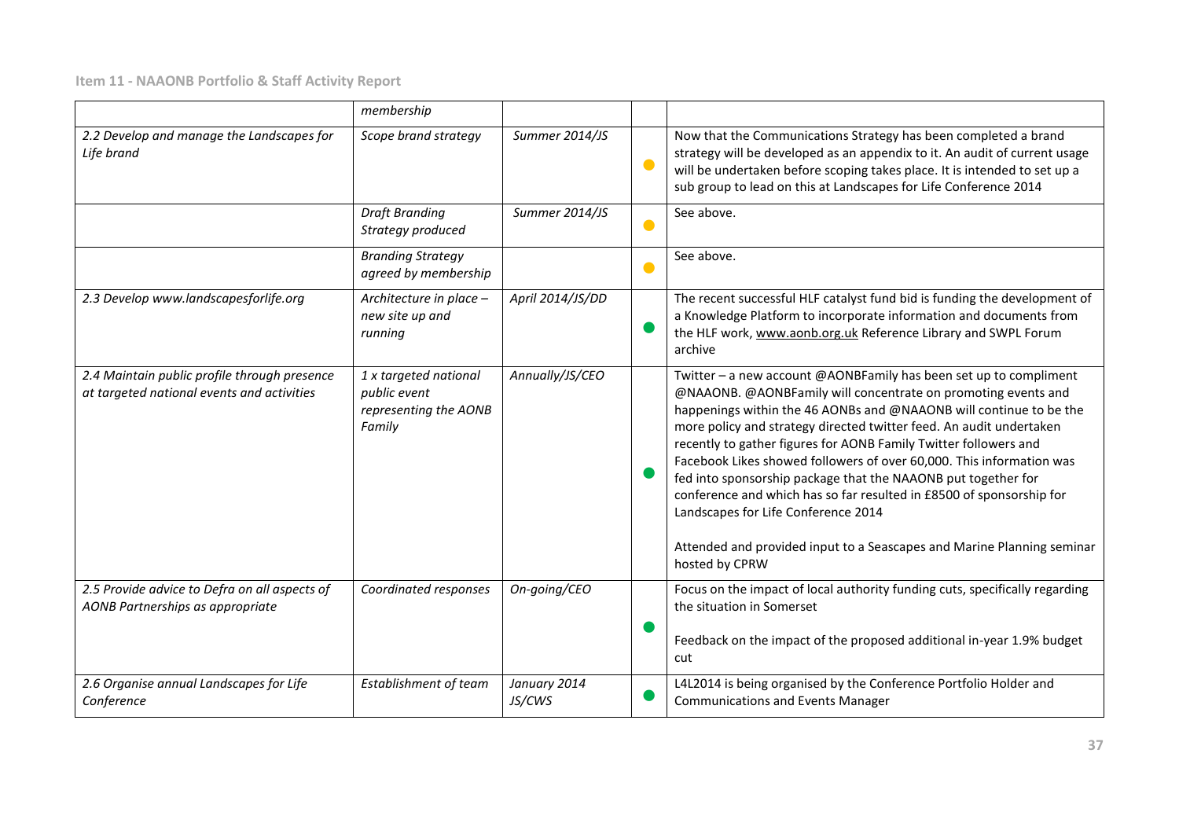| | | | | |
|---|---|---|---|---|
| | *membership* | | | |
| *2.2 Develop and manage the Landscapes for Life brand* | *Scope brand strategy* | *Summer 2014/JS* | 🟠 | Now that the Communications Strategy has been completed a brand strategy will be developed as an appendix to it. An audit of current usage will be undertaken before scoping takes place. It is intended to set up a sub group to lead on this at Landscapes for Life Conference 2014 |
| | *Draft Branding Strategy produced* | *Summer 2014/JS* | 🟠 | See above. |
| | *Branding Strategy agreed by membership* | | 🟠 | See above. |
| *2.3 Develop www.landscapesforlife.org* | *Architecture in place – new site up and running* | *April 2014/JS/DD* | 🟢 | The recent successful HLF catalyst fund bid is funding the development of a Knowledge Platform to incorporate information and documents from the HLF work, www.aonb.org.uk Reference Library and SWPL Forum archive |
| *2.4 Maintain public profile through presence at targeted national events and activities* | *1 x targeted national public event representing the AONB Family* | *Annually/JS/CEO* | 🟢 | Twitter – a new account @AONBFamily has been set up to compliment @NAAONB. @AONBFamily will concentrate on promoting events and happenings within the 46 AONBs and @NAAONB will continue to be the more policy and strategy directed twitter feed. An audit undertaken recently to gather figures for AONB Family Twitter followers and Facebook Likes showed followers of over 60,000. This information was fed into sponsorship package that the NAAONB put together for conference and which has so far resulted in £8500 of sponsorship for Landscapes for Life Conference 2014<br><br>Attended and provided input to a Seascapes and Marine Planning seminar hosted by CPRW |
| *2.5 Provide advice to Defra on all aspects of AONB Partnerships as appropriate* | *Coordinated responses* | *On-going/CEO* | 🟢 | Focus on the impact of local authority funding cuts, specifically regarding the situation in Somerset<br><br>Feedback on the impact of the proposed additional in-year 1.9% budget cut |
| *2.6 Organise annual Landscapes for Life Conference* | *Establishment of team* | *January 2014 JS/CWS* | 🟢 | L4L2014 is being organised by the Conference Portfolio Holder and Communications and Events Manager |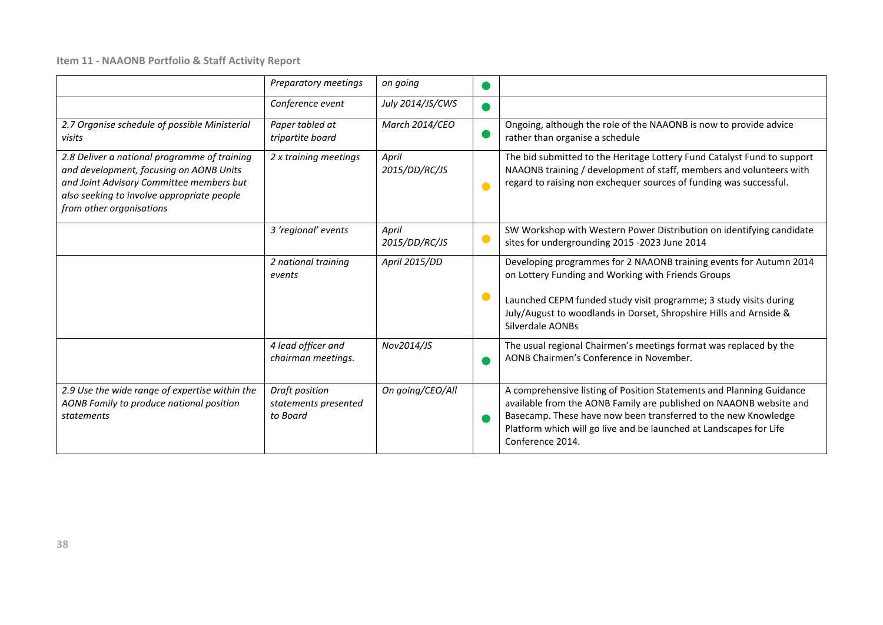**Item 11 - NAAONB Portfolio & Staff Activity Report**

| | | | | |
|---|---|---|---|---|
| | *Preparatory meetings* | *on going* | ● | |
| | *Conference event* | *July 2014/JS/CWS* | ● | |
| *2.7 Organise schedule of possible Ministerial visits* | *Paper tabled at tripartite board* | *March 2014/CEO* | ● | Ongoing, although the role of the NAAONB is now to provide advice rather than organise a schedule |
| *2.8 Deliver a national programme of training and development, focusing on AONB Units and Joint Advisory Committee members but also seeking to involve appropriate people from other organisations* | *2 x training meetings* | *April 2015/DD/RC/JS* | ● | The bid submitted to the Heritage Lottery Fund Catalyst Fund to support NAAONB training / development of staff, members and volunteers with regard to raising non exchequer sources of funding was successful. |
| | *3 'regional' events* | *April 2015/DD/RC/JS* | ● | SW Workshop with Western Power Distribution on identifying candidate sites for undergrounding 2015 -2023 June 2014 |
| | *2 national training events* | *April 2015/DD* | ● | Developing programmes for 2 NAAONB training events for Autumn 2014 on Lottery Funding and Working with Friends Groups<br><br>Launched CEPM funded study visit programme; 3 study visits during July/August to woodlands in Dorset, Shropshire Hills and Arnside & Silverdale AONBs |
| | *4 lead officer and chairman meetings.* | *Nov2014/JS* | ● | The usual regional Chairmen's meetings format was replaced by the AONB Chairmen's Conference in November. |
| *2.9 Use the wide range of expertise within the AONB Family to produce national position statements* | *Draft position statements presented to Board* | *On going/CEO/All* | ● | A comprehensive listing of Position Statements and Planning Guidance available from the AONB Family are published on NAAONB website and Basecamp. These have now been transferred to the new Knowledge Platform which will go live and be launched at Landscapes for Life Conference 2014. |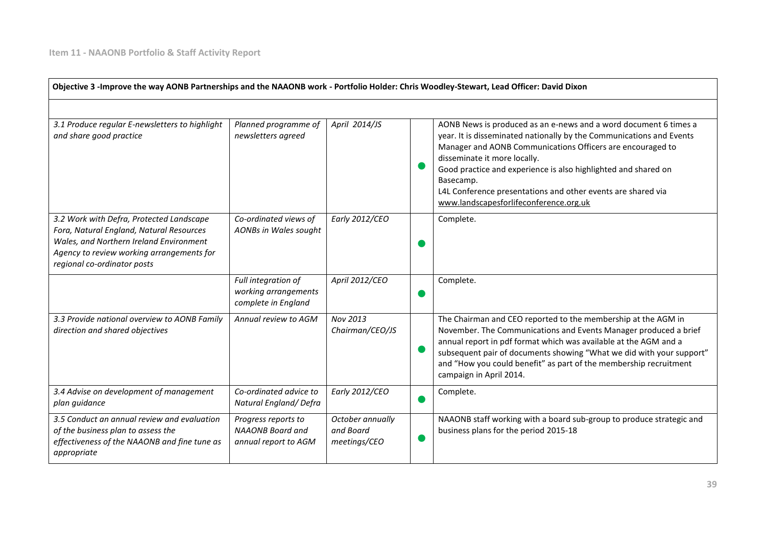| Objective 3 -Improve the way AONB Partnerships and the NAAONB work - Portfolio Holder: Chris Woodley-Stewart, Lead Officer: David Dixon | | | | |
|---|---|---|---|---|
| | | | | |
| *3.1 Produce regular E-newsletters to highlight and share good practice* | *Planned programme of newsletters agreed* | *April 2014/JS* | ● | AONB News is produced as an e-news and a word document 6 times a year. It is disseminated nationally by the Communications and Events Manager and AONB Communications Officers are encouraged to disseminate it more locally.<br>Good practice and experience is also highlighted and shared on Basecamp.<br>L4L Conference presentations and other events are shared via www.landscapesforlifeconference.org.uk |
| *3.2 Work with Defra, Protected Landscape Fora, Natural England, Natural Resources Wales, and Northern Ireland Environment Agency to review working arrangements for regional co-ordinator posts* | *Co-ordinated views of AONBs in Wales sought* | *Early 2012/CEO* | ● | Complete. |
| | *Full integration of working arrangements complete in England* | *April 2012/CEO* | ● | Complete. |
| *3.3 Provide national overview to AONB Family direction and shared objectives* | *Annual review to AGM* | *Nov 2013 Chairman/CEO/JS* | ● | The Chairman and CEO reported to the membership at the AGM in November. The Communications and Events Manager produced a brief annual report in pdf format which was available at the AGM and a subsequent pair of documents showing "What we did with your support" and "How you could benefit" as part of the membership recruitment campaign in April 2014. |
| *3.4 Advise on development of management plan guidance* | *Co-ordinated advice to Natural England/ Defra* | *Early 2012/CEO* | ● | Complete. |
| *3.5 Conduct an annual review and evaluation of the business plan to assess the effectiveness of the NAAONB and fine tune as appropriate* | *Progress reports to NAAONB Board and annual report to AGM* | *October annually and Board meetings/CEO* | ● | NAAONB staff working with a board sub-group to produce strategic and business plans for the period 2015-18 |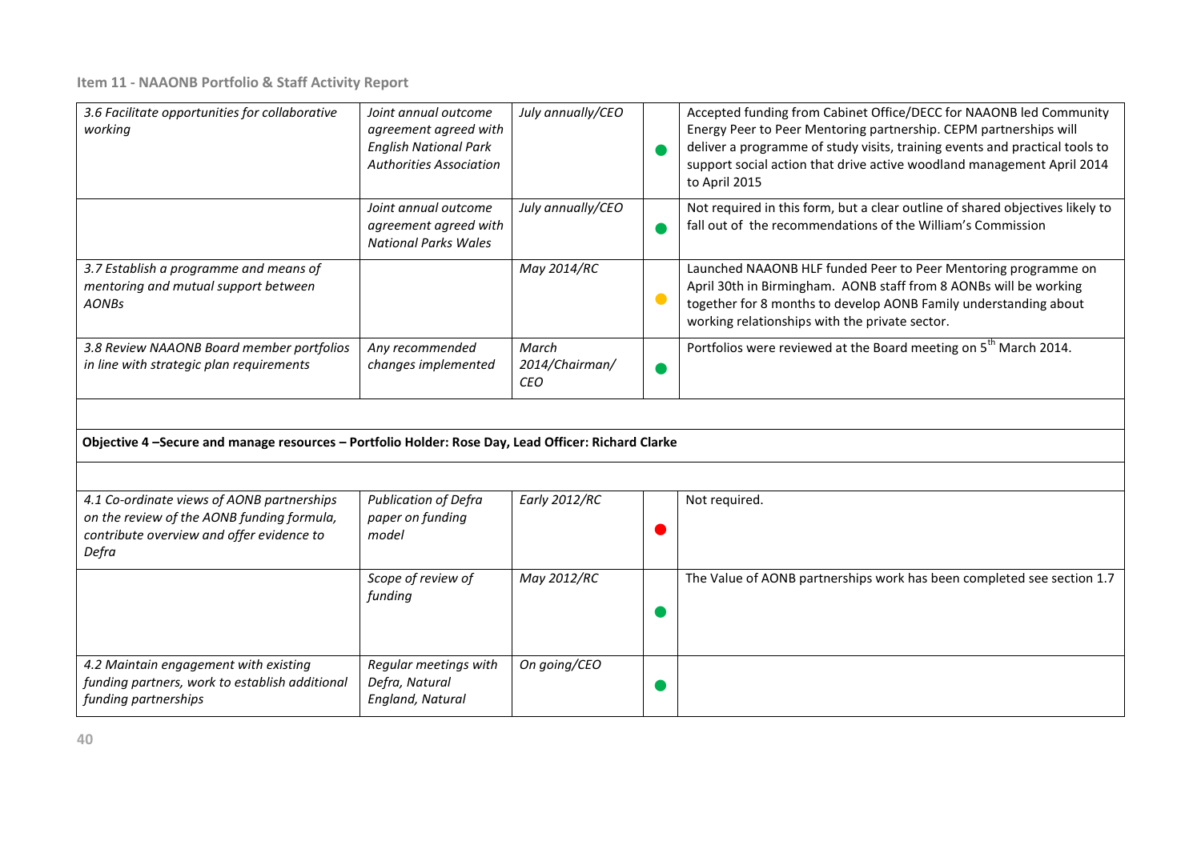Item 11 - NAAONB Portfolio & Staff Activity Report

| | | | | |
|---|---|---|---|---|
| *3.6 Facilitate opportunities for collaborative working* | *Joint annual outcome agreement agreed with English National Park Authorities Association* | *July annually/CEO* | ● | Accepted funding from Cabinet Office/DECC for NAAONB led Community Energy Peer to Peer Mentoring partnership. CEPM partnerships will deliver a programme of study visits, training events and practical tools to support social action that drive active woodland management April 2014 to April 2015 |
| | *Joint annual outcome agreement agreed with National Parks Wales* | *July annually/CEO* | ● | Not required in this form, but a clear outline of shared objectives likely to fall out of the recommendations of the William's Commission |
| *3.7 Establish a programme and means of mentoring and mutual support between AONBs* | | *May 2014/RC* | ● | Launched NAAONB HLF funded Peer to Peer Mentoring programme on April 30th in Birmingham. AONB staff from 8 AONBs will be working together for 8 months to develop AONB Family understanding about working relationships with the private sector. |
| *3.8 Review NAAONB Board member portfolios in line with strategic plan requirements* | *Any recommended changes implemented* | *March 2014/Chairman/ CEO* | ● | Portfolios were reviewed at the Board meeting on 5th March 2014. |
| | | | | |
| **Objective 4 –Secure and manage resources – Portfolio Holder: Rose Day, Lead Officer: Richard Clarke** | | | | |
| | | | | |
| *4.1 Co-ordinate views of AONB partnerships on the review of the AONB funding formula, contribute overview and offer evidence to Defra* | *Publication of Defra paper on funding model* | *Early 2012/RC* | ● | Not required. |
| | *Scope of review of funding* | *May 2012/RC* | ● | The Value of AONB partnerships work has been completed see section 1.7 |
| *4.2 Maintain engagement with existing funding partners, work to establish additional funding partnerships* | *Regular meetings with Defra, Natural England, Natural* | *On going/CEO* | ● | |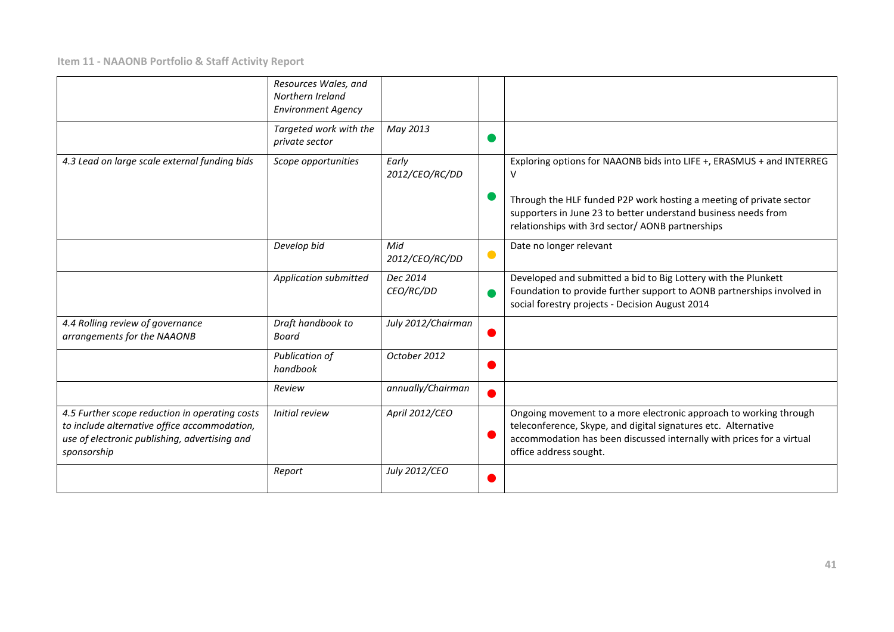| | | | | |
|---|---|---|---|---|
| | *Resources Wales, and Northern Ireland Environment Agency* | | | |
| | *Targeted work with the private sector* | *May 2013* | 🟢 | |
| *4.3 Lead on large scale external funding bids* | *Scope opportunities* | *Early 2012/CEO/RC/DD* | 🟢 | Exploring options for NAAONB bids into LIFE +, ERASMUS + and INTERREG V<br><br>Through the HLF funded P2P work hosting a meeting of private sector supporters in June 23 to better understand business needs from relationships with 3rd sector/ AONB partnerships |
| | *Develop bid* | *Mid 2012/CEO/RC/DD* | 🟠 | Date no longer relevant |
| | *Application submitted* | *Dec 2014 CEO/RC/DD* | 🟢 | Developed and submitted a bid to Big Lottery with the Plunkett Foundation to provide further support to AONB partnerships involved in social forestry projects - Decision August 2014 |
| *4.4 Rolling review of governance arrangements for the NAAONB* | *Draft handbook to Board* | *July 2012/Chairman* | 🔴 | |
| | *Publication of handbook* | *October 2012* | 🔴 | |
| | *Review* | *annually/Chairman* | 🔴 | |
| *4.5 Further scope reduction in operating costs to include alternative office accommodation, use of electronic publishing, advertising and sponsorship* | *Initial review* | *April 2012/CEO* | 🔴 | Ongoing movement to a more electronic approach to working through teleconference, Skype, and digital signatures etc. Alternative accommodation has been discussed internally with prices for a virtual office address sought. |
| | *Report* | *July 2012/CEO* | 🔴 | |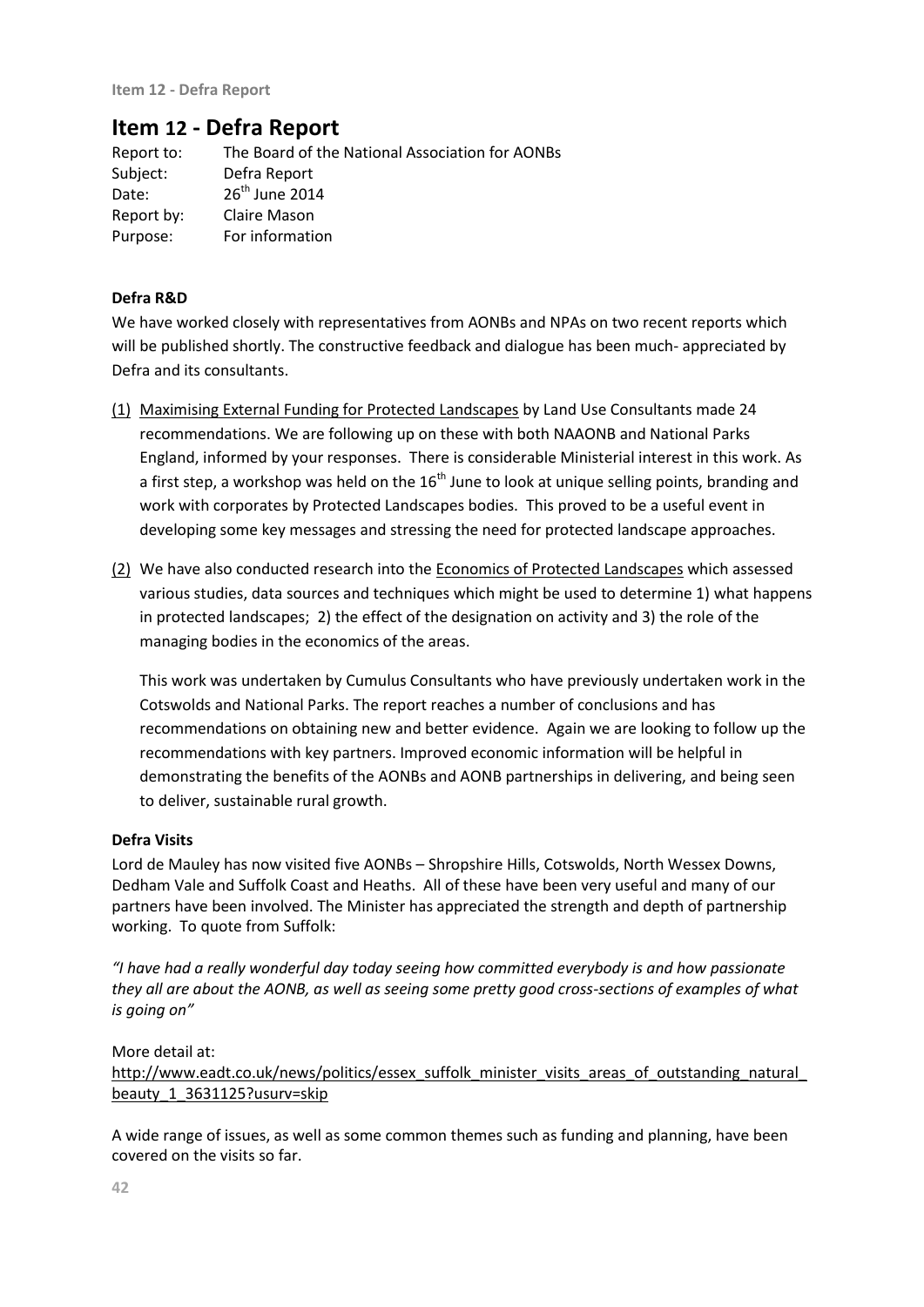# Item 12 - Defra Report

Report to: The Board of the National Association for AONBs
Subject: Defra Report
Date: 26th June 2014
Report by: Claire Mason
Purpose: For information

**Defra R&D**

We have worked closely with representatives from AONBs and NPAs on two recent reports which will be published shortly. The constructive feedback and dialogue has been much- appreciated by Defra and its consultants.

(1) Maximising External Funding for Protected Landscapes by Land Use Consultants made 24 recommendations. We are following up on these with both NAAONB and National Parks England, informed by your responses. There is considerable Ministerial interest in this work. As a first step, a workshop was held on the 16th June to look at unique selling points, branding and work with corporates by Protected Landscapes bodies. This proved to be a useful event in developing some key messages and stressing the need for protected landscape approaches.

(2) We have also conducted research into the Economics of Protected Landscapes which assessed various studies, data sources and techniques which might be used to determine 1) what happens in protected landscapes; 2) the effect of the designation on activity and 3) the role of the managing bodies in the economics of the areas.

This work was undertaken by Cumulus Consultants who have previously undertaken work in the Cotswolds and National Parks. The report reaches a number of conclusions and has recommendations on obtaining new and better evidence. Again we are looking to follow up the recommendations with key partners. Improved economic information will be helpful in demonstrating the benefits of the AONBs and AONB partnerships in delivering, and being seen to deliver, sustainable rural growth.

**Defra Visits**

Lord de Mauley has now visited five AONBs – Shropshire Hills, Cotswolds, North Wessex Downs, Dedham Vale and Suffolk Coast and Heaths. All of these have been very useful and many of our partners have been involved. The Minister has appreciated the strength and depth of partnership working. To quote from Suffolk:

*"I have had a really wonderful day today seeing how committed everybody is and how passionate they all are about the AONB, as well as seeing some pretty good cross-sections of examples of what is going on"*

More detail at:
http://www.eadt.co.uk/news/politics/essex_suffolk_minister_visits_areas_of_outstanding_natural_beauty_1_3631125?usurv=skip

A wide range of issues, as well as some common themes such as funding and planning, have been covered on the visits so far.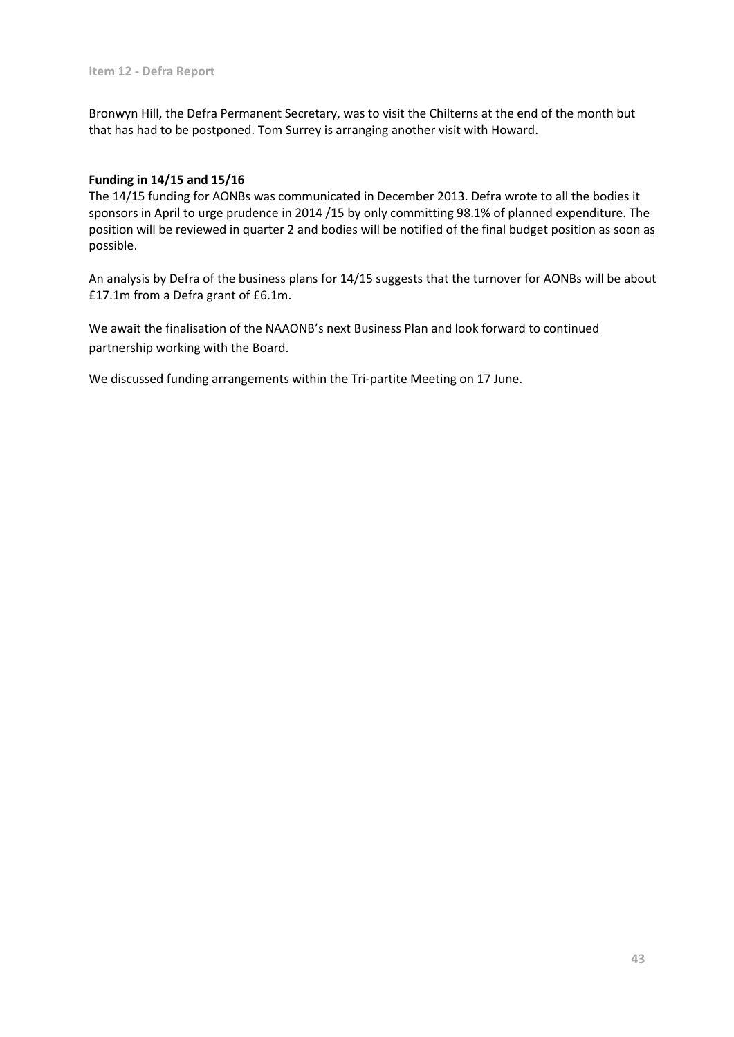Item 12 - Defra Report

Bronwyn Hill, the Defra Permanent Secretary, was to visit the Chilterns at the end of the month but that has had to be postponed. Tom Surrey is arranging another visit with Howard.

**Funding in 14/15 and 15/16**

The 14/15 funding for AONBs was communicated in December 2013. Defra wrote to all the bodies it sponsors in April to urge prudence in 2014 /15 by only committing 98.1% of planned expenditure. The position will be reviewed in quarter 2 and bodies will be notified of the final budget position as soon as possible.

An analysis by Defra of the business plans for 14/15 suggests that the turnover for AONBs will be about £17.1m from a Defra grant of £6.1m.

We await the finalisation of the NAAONB's next Business Plan and look forward to continued partnership working with the Board.

We discussed funding arrangements within the Tri-partite Meeting on 17 June.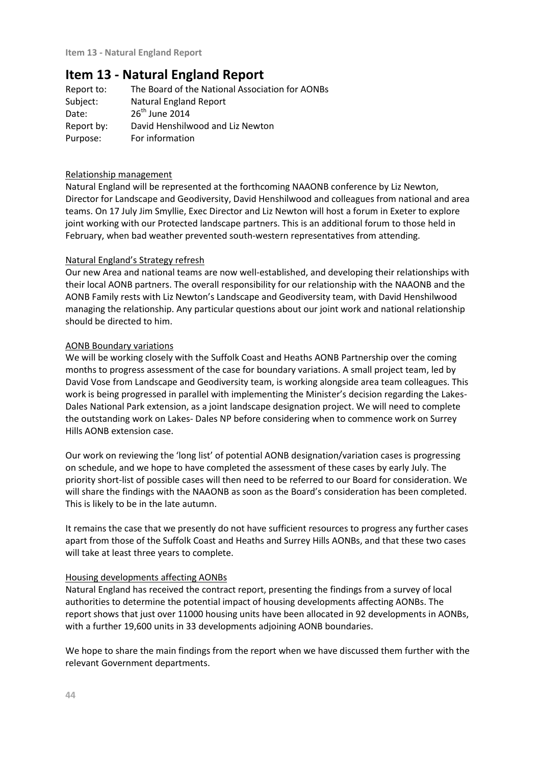# Item 13 - Natural England Report

| | |
|---|---|
| Report to: | The Board of the National Association for AONBs |
| Subject: | Natural England Report |
| Date: | 26th June 2014 |
| Report by: | David Henshilwood and Liz Newton |
| Purpose: | For information |

## Relationship management

Natural England will be represented at the forthcoming NAAONB conference by Liz Newton, Director for Landscape and Geodiversity, David Henshilwood and colleagues from national and area teams. On 17 July Jim Smyllie, Exec Director and Liz Newton will host a forum in Exeter to explore joint working with our Protected landscape partners. This is an additional forum to those held in February, when bad weather prevented south-western representatives from attending.

## Natural England's Strategy refresh

Our new Area and national teams are now well-established, and developing their relationships with their local AONB partners. The overall responsibility for our relationship with the NAAONB and the AONB Family rests with Liz Newton's Landscape and Geodiversity team, with David Henshilwood managing the relationship. Any particular questions about our joint work and national relationship should be directed to him.

## AONB Boundary variations

We will be working closely with the Suffolk Coast and Heaths AONB Partnership over the coming months to progress assessment of the case for boundary variations. A small project team, led by David Vose from Landscape and Geodiversity team, is working alongside area team colleagues. This work is being progressed in parallel with implementing the Minister's decision regarding the Lakes-Dales National Park extension, as a joint landscape designation project. We will need to complete the outstanding work on Lakes- Dales NP before considering when to commence work on Surrey Hills AONB extension case.

Our work on reviewing the 'long list' of potential AONB designation/variation cases is progressing on schedule, and we hope to have completed the assessment of these cases by early July. The priority short-list of possible cases will then need to be referred to our Board for consideration. We will share the findings with the NAAONB as soon as the Board's consideration has been completed. This is likely to be in the late autumn.

It remains the case that we presently do not have sufficient resources to progress any further cases apart from those of the Suffolk Coast and Heaths and Surrey Hills AONBs, and that these two cases will take at least three years to complete.

## Housing developments affecting AONBs

Natural England has received the contract report, presenting the findings from a survey of local authorities to determine the potential impact of housing developments affecting AONBs. The report shows that just over 11000 housing units have been allocated in 92 developments in AONBs, with a further 19,600 units in 33 developments adjoining AONB boundaries.

We hope to share the main findings from the report when we have discussed them further with the relevant Government departments.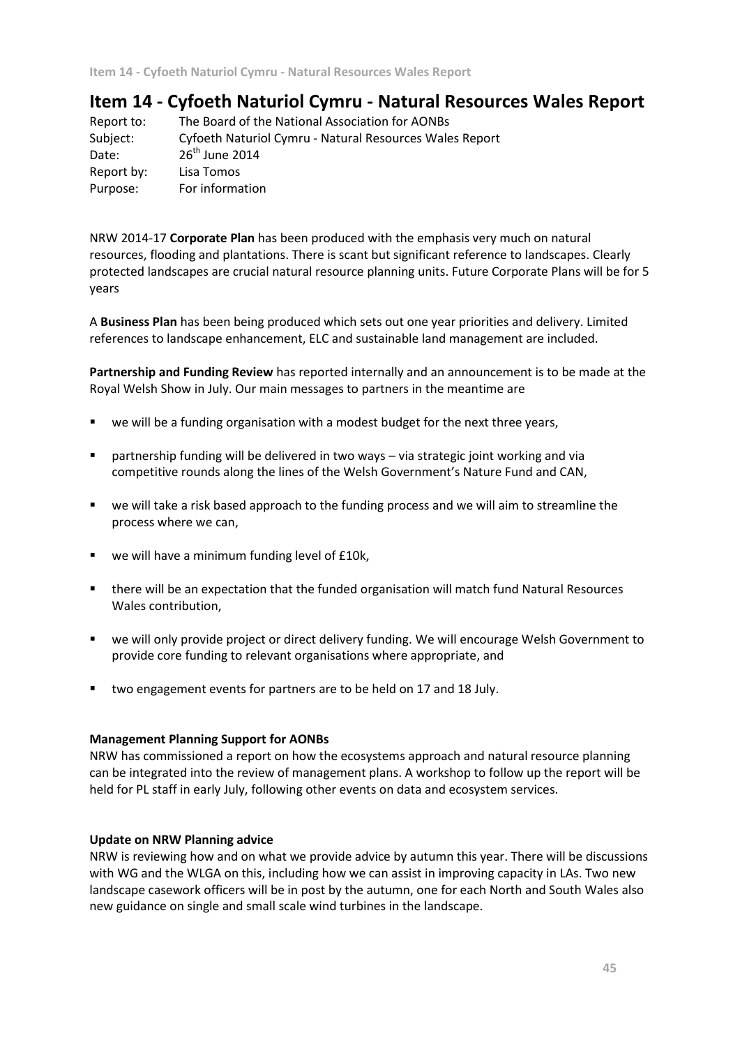# Item 14 - Cyfoeth Naturiol Cymru - Natural Resources Wales Report

Report to: The Board of the National Association for AONBs
Subject: Cyfoeth Naturiol Cymru - Natural Resources Wales Report
Date: 26th June 2014
Report by: Lisa Tomos
Purpose: For information

NRW 2014-17 **Corporate Plan** has been produced with the emphasis very much on natural resources, flooding and plantations. There is scant but significant reference to landscapes. Clearly protected landscapes are crucial natural resource planning units. Future Corporate Plans will be for 5 years

A **Business Plan** has been being produced which sets out one year priorities and delivery. Limited references to landscape enhancement, ELC and sustainable land management are included.

**Partnership and Funding Review** has reported internally and an announcement is to be made at the Royal Welsh Show in July. Our main messages to partners in the meantime are

- we will be a funding organisation with a modest budget for the next three years,
- partnership funding will be delivered in two ways – via strategic joint working and via competitive rounds along the lines of the Welsh Government's Nature Fund and CAN,
- we will take a risk based approach to the funding process and we will aim to streamline the process where we can,
- we will have a minimum funding level of £10k,
- there will be an expectation that the funded organisation will match fund Natural Resources Wales contribution,
- we will only provide project or direct delivery funding. We will encourage Welsh Government to provide core funding to relevant organisations where appropriate, and
- two engagement events for partners are to be held on 17 and 18 July.

**Management Planning Support for AONBs**
NRW has commissioned a report on how the ecosystems approach and natural resource planning can be integrated into the review of management plans. A workshop to follow up the report will be held for PL staff in early July, following other events on data and ecosystem services.

**Update on NRW Planning advice**
NRW is reviewing how and on what we provide advice by autumn this year. There will be discussions with WG and the WLGA on this, including how we can assist in improving capacity in LAs. Two new landscape casework officers will be in post by the autumn, one for each North and South Wales also new guidance on single and small scale wind turbines in the landscape.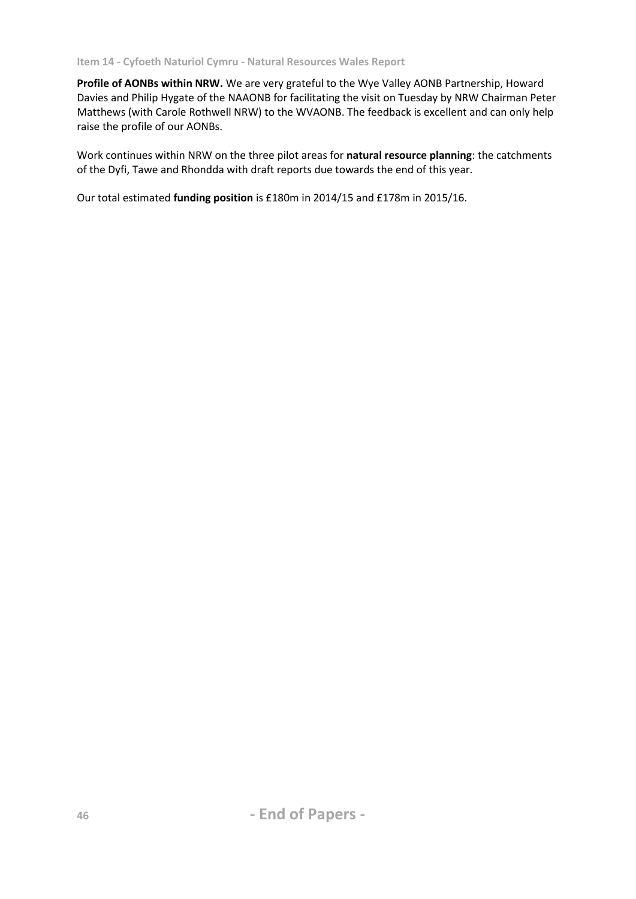### Item 14 - Cyfoeth Naturiol Cymru - Natural Resources Wales Report

**Profile of AONBs within NRW.** We are very grateful to the Wye Valley AONB Partnership, Howard Davies and Philip Hygate of the NAAONB for facilitating the visit on Tuesday by NRW Chairman Peter Matthews (with Carole Rothwell NRW) to the WVAONB. The feedback is excellent and can only help raise the profile of our AONBs.

Work continues within NRW on the three pilot areas for **natural resource planning**: the catchments of the Dyfi, Tawe and Rhondda with draft reports due towards the end of this year.

Our total estimated **funding position** is £180m in 2014/15 and £178m in 2015/16.

**- End of Papers -**